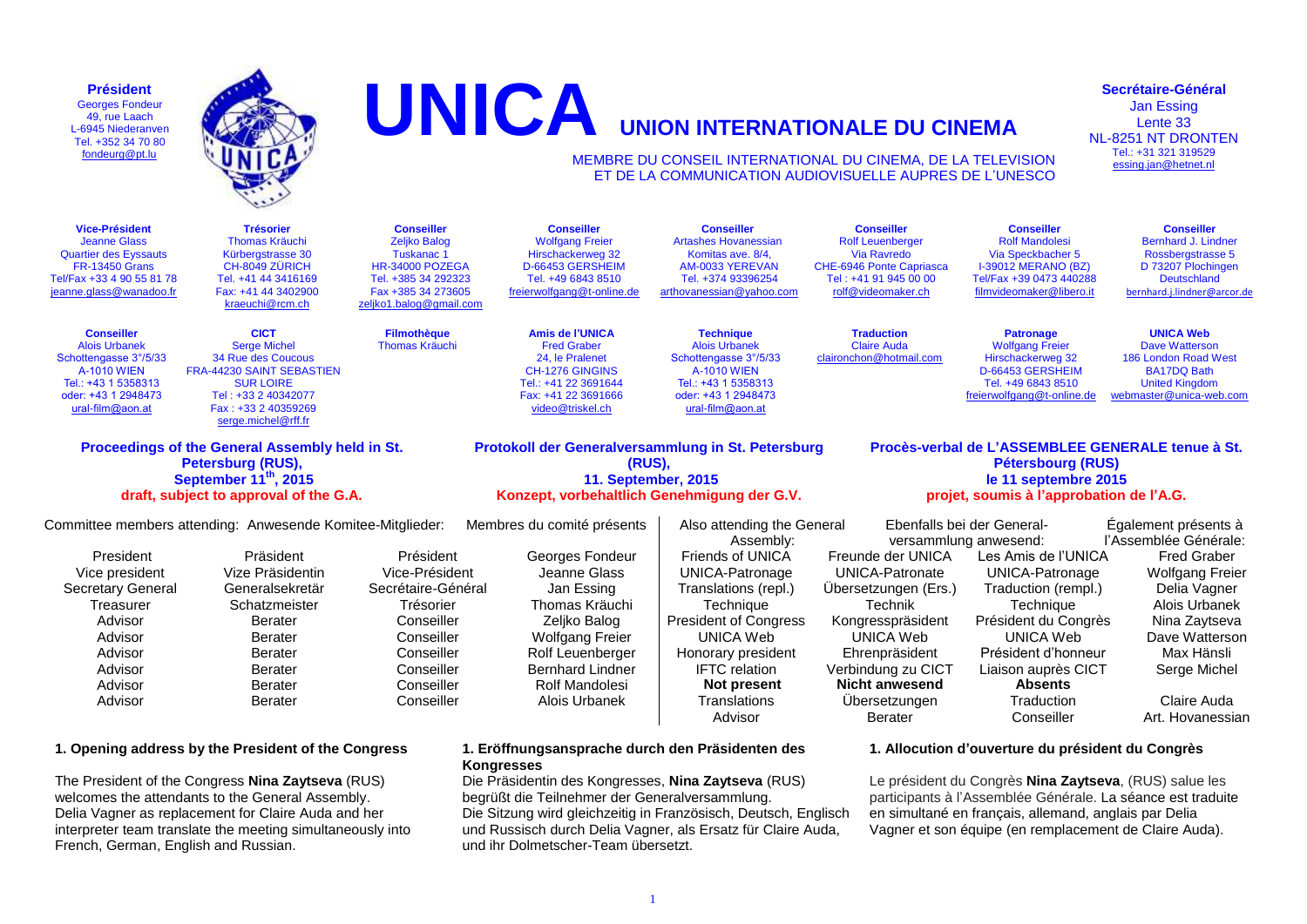**Président**
Georges Fondeur
49, rue Laach
L-6945 Niederanven
Tel. +352 34 70 80
fondeurg@pt.lu

# UNICA

## UNION INTERNATIONALE DU CINEMA

MEMBRE DU CONSEIL INTERNATIONAL DU CINEMA, DE LA TELEVISION ET DE LA COMMUNICATION AUDIOVISUELLE AUPRES DE L'UNESCO

**Secrétaire-Général**
Jan Essing
Lente 33
NL-8251 NT DRONTEN
Tel.: +31 321 319529
essing.jan@hetnet.nl

| **Vice-Président** | **Trésorier** | **Conseiller** | **Conseiller** | **Conseiller** | **Conseiller** | **Conseiller** | **Conseiller** |
|---|---|---|---|---|---|---|---|
| Jeanne Glass<br>Quartier des Eyssauts<br>FR-13450 Grans<br>Tel/Fax +33 4 90 55 81 78<br>jeanne.glass@wanadoo.fr | Thomas Kräuchi<br>Kürbergstrasse 30<br>CH-8049 ZÜRICH<br>Tel. +41 44 3416169<br>Fax: +41 44 3402900<br>kraeuchi@rcm.ch | Zeljko Balog<br>Tuskanac 1<br>HR-34000 POZEGA<br>Tel. +385 34 292323<br>Fax +385 34 273605<br>zeljko1.balog@gmail.com | Wolfgang Freier<br>Hirschackerweg 32<br>D-66453 GERSHEIM<br>Tel. +49 6843 8510<br>freierwolfgang@t-online.de | Artashes Hovanessian<br>Komitas ave. 8/4,<br>AM-0033 YEREVAN<br>Tel. +374 93396254<br>arthovanessian@yahoo.com | Rolf Leuenberger<br>Via Ravredo<br>CHE-6946 Ponte Capriasca<br>Tel : +41 91 945 00 00<br>rolf@videomaker.ch | Rolf Mandolesi<br>Via Speckbacher 5<br>I-39012 MERANO (BZ)<br>Tel/Fax +39 0473 440288<br>filmvideomaker@libero.it | Bernhard J. Lindner<br>Rossbergstrasse 5<br>D 73207 Plochingen<br>Deutschland<br>bernhard.j.lindner@arcor.de |
| **Conseiller** | **CICT** | **Filmothèque** | **Amis de l'UNICA** | **Technique** | **Traduction** | **Patronage** | **UNICA Web** |
| Alois Urbanek<br>Schottengasse 3°/5/33<br>A-1010 WIEN<br>Tel.: +43 1 5358313<br>oder: +43 1 2948473<br>ural-film@aon.at | Serge Michel<br>34 Rue des Coucous<br>FRA-44230 SAINT SEBASTIEN SUR LOIRE<br>Tel : +33 2 40342077<br>Fax : +33 2 40359269<br>serge.michel@rff.fr | Thomas Kräuchi | Fred Graber<br>24, le Pralenet<br>CH-1276 GINGINS<br>Tel.: +41 22 3691644<br>Fax: +41 22 3691666<br>video@triskel.ch | Alois Urbanek<br>Schottengasse 3°/5/33<br>A-1010 WIEN<br>Tel.: +43 1 5358313<br>oder: +43 1 2948473<br>ural-film@aon.at | Claire Auda<br>claironchon@hotmail.com | Wolfgang Freier<br>Hirschackerweg 32<br>D-66453 GERSHEIM<br>Tel. +49 6843 8510<br>freierwolfgang@t-online.de | Dave Watterson<br>186 London Road West<br>BA17DQ Bath<br>United Kingdom<br>webmaster@unica-web.com |

**Proceedings of the General Assembly held in St. Petersburg (RUS), September 11th, 2015**
**draft, subject to approval of the G.A.**

**Protokoll der Generalversammlung in St. Petersburg (RUS), 11. September, 2015**
**Konzept, vorbehaltlich Genehmigung der G.V.**

**Procès-verbal de L'ASSEMBLEE GENERALE tenue à St. Pétersbourg (RUS) le 11 septembre 2015**
**projet, soumis à l'approbation de l'A.G.**

| Committee members attending: | Anwesende Komitee-Mitglieder: | Membres du comité présents | |
|---|---|---|---|
| President | Präsident | Président | Georges Fondeur |
| Vice president | Vize Präsidentin | Vice-Président | Jeanne Glass |
| Secretary General | Generalsekretär | Secrétaire-Général | Jan Essing |
| Treasurer | Schatzmeister | Trésorier | Thomas Kräuchi |
| Advisor | Berater | Conseiller | Zeljko Balog |
| Advisor | Berater | Conseiller | Wolfgang Freier |
| Advisor | Berater | Conseiller | Rolf Leuenberger |
| Advisor | Berater | Conseiller | Bernhard Lindner |
| Advisor | Berater | Conseiller | Rolf Mandolesi |
| Advisor | Berater | Conseiller | Alois Urbanek |

| Also attending the General Assembly: | Ebenfalls bei der Generalversammlung anwesend: | Également présents à l'Assemblée Générale: | |
|---|---|---|---|
| Friends of UNICA | Freunde der UNICA | Les Amis de l'UNICA | Fred Graber |
| UNICA-Patronage | UNICA-Patronate | UNICA-Patronage | Wolfgang Freier |
| Translations (repl.) | Übersetzungen (Ers.) | Traduction (rempl.) | Delia Vagner |
| Technique | Technik | Technique | Alois Urbanek |
| President of Congress | Kongresspräsident | Président du Congrès | Nina Zaytseva |
| UNICA Web | UNICA Web | UNICA Web | Dave Watterson |
| Honorary president | Ehrenpräsident | Président d'honneur | Max Hänsli |
| IFTC relation | Verbindung zu CICT | Liaison auprès CICT | Serge Michel |
| **Not present** | **Nicht anwesend** | **Absents** | |
| Translations | Übersetzungen | Traduction | Claire Auda |
| Advisor | Berater | Conseiller | Art. Hovanessian |

### 1. Opening address by the President of the Congress

The President of the Congress **Nina Zaytseva** (RUS) welcomes the attendants to the General Assembly. Delia Vagner as replacement for Claire Auda and her interpreter team translate the meeting simultaneously into French, German, English and Russian.

### 1. Eröffnungsansprache durch den Präsidenten des Kongresses

Die Präsidentin des Kongresses, **Nina Zaytseva** (RUS) begrüßt die Teilnehmer der Generalversammlung. Die Sitzung wird gleichzeitig in Französisch, Deutsch, Englisch und Russisch durch Delia Vagner, als Ersatz für Claire Auda, und ihr Dolmetscher-Team übersetzt.

### 1. Allocution d'ouverture du président du Congrès

Le président du Congrès **Nina Zaytseva**, (RUS) salue les participants à l'Assemblée Générale. La séance est traduite en simultané en français, allemand, anglais par Delia Vagner et son équipe (en remplacement de Claire Auda).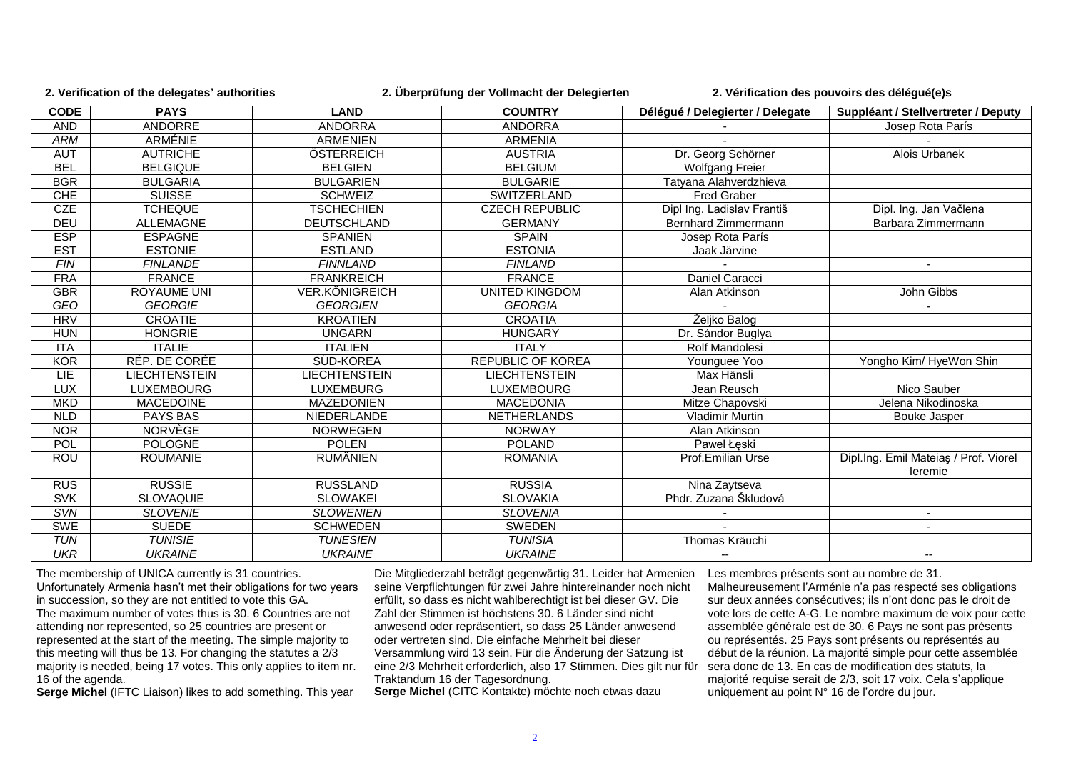**2. Verification of the delegates' authorities** — **2. Überprüfung der Vollmacht der Delegierten** — **2. Vérification des pouvoirs des délégué(e)s**

| CODE | PAYS | LAND | COUNTRY | Délégué / Delegierter / Delegate | Suppléant / Stellvertreter / Deputy |
|---|---|---|---|---|---|
| AND | ANDORRE | ANDORRA | ANDORRA | - | Josep Rota París |
| *ARM* | ARMÉNIE | ARMENIEN | ARMENIA | - | - |
| AUT | AUTRICHE | ÖSTERREICH | AUSTRIA | Dr. Georg Schörner | Alois Urbanek |
| BEL | BELGIQUE | BELGIEN | BELGIUM | Wolfgang Freier | |
| BGR | BULGARIA | BULGARIEN | BULGARIE | Tatyana Alahverdzhieva | |
| CHE | SUISSE | SCHWEIZ | SWITZERLAND | Fred Graber | |
| CZE | TCHEQUE | TSCHECHIEN | CZECH REPUBLIC | Dipl Ing. Ladislav Františ | Dipl. Ing. Jan Vačlena |
| DEU | ALLEMAGNE | DEUTSCHLAND | GERMANY | Bernhard Zimmermann | Barbara Zimmermann |
| ESP | ESPAGNE | SPANIEN | SPAIN | Josep Rota París | |
| EST | ESTONIE | ESTLAND | ESTONIA | Jaak Järvine | |
| *FIN* | *FINLANDE* | *FINNLAND* | *FINLAND* | - | - |
| FRA | FRANCE | FRANKREICH | FRANCE | Daniel Caracci | |
| GBR | ROYAUME UNI | VER.KÖNIGREICH | UNITED KINGDOM | Alan Atkinson | John Gibbs |
| *GEO* | *GEORGIE* | *GEORGIEN* | *GEORGIA* | - | - |
| HRV | CROATIE | KROATIEN | CROATIA | Željko Balog | |
| HUN | HONGRIE | UNGARN | HUNGARY | Dr. Sándor Buglya | |
| ITA | ITALIE | ITALIEN | ITALY | Rolf Mandolesi | |
| KOR | RÉP. DE CORÉE | SÜD-KOREA | REPUBLIC OF KOREA | Younguee Yoo | Yongho Kim/ HyeWon Shin |
| LIE | LIECHTENSTEIN | LIECHTENSTEIN | LIECHTENSTEIN | Max Hänsli | |
| LUX | LUXEMBOURG | LUXEMBURG | LUXEMBOURG | Jean Reusch | Nico Sauber |
| MKD | MACEDOINE | MAZEDONIEN | MACEDONIA | Mitze Chapovski | Jelena Nikodinoska |
| NLD | PAYS BAS | NIEDERLANDE | NETHERLANDS | Vladimir Murtin | Bouke Jasper |
| NOR | NORVÈGE | NORWEGEN | NORWAY | Alan Atkinson | |
| POL | POLOGNE | POLEN | POLAND | Pawel Łęski | |
| ROU | ROUMANIE | RUMÄNIEN | ROMANIA | Prof.Emilian Urse | Dipl.Ing. Emil Mateiaş / Prof. Viorel Ieremie |
| RUS | RUSSIE | RUSSLAND | RUSSIA | Nina Zaytseva | |
| SVK | SLOVAQUIE | SLOWAKEI | SLOVAKIA | Phdr. Zuzana Škludová | |
| *SVN* | *SLOVENIE* | *SLOWENIEN* | *SLOVENIA* | - | - |
| SWE | SUEDE | SCHWEDEN | SWEDEN | - | - |
| *TUN* | *TUNISIE* | *TUNESIEN* | *TUNISIA* | Thomas Kräuchi | |
| *UKR* | *UKRAINE* | *UKRAINE* | *UKRAINE* | -- | -- |

The membership of UNICA currently is 31 countries. Unfortunately Armenia hasn't met their obligations for two years in succession, so they are not entitled to vote this GA. The maximum number of votes thus is 30. 6 Countries are not attending nor represented, so 25 countries are present or represented at the start of the meeting. The simple majority to this meeting will thus be 13. For changing the statutes a 2/3 majority is needed, being 17 votes. This only applies to item nr. 16 of the agenda.

**Serge Michel** (IFTC Liaison) likes to add something. This year

Die Mitgliederzahl beträgt gegenwärtig 31. Leider hat Armenien seine Verpflichtungen für zwei Jahre hintereinander noch nicht erfüllt, so dass es nicht wahlberechtigt ist bei dieser GV. Die Zahl der Stimmen ist höchstens 30. 6 Länder sind nicht anwesend oder repräsentiert, so dass 25 Länder anwesend oder vertreten sind. Die einfache Mehrheit bei dieser Versammlung wird 13 sein. Für die Änderung der Satzung ist eine 2/3 Mehrheit erforderlich, also 17 Stimmen. Dies gilt nur für Traktandum 16 der Tagesordnung.

**Serge Michel** (CITC Kontakte) möchte noch etwas dazu

Les membres présents sont au nombre de 31. Malheureusement l'Arménie n'a pas respecté ses obligations sur deux années consécutives; ils n'ont donc pas le droit de vote lors de cette A-G. Le nombre maximum de voix pour cette assemblée générale est de 30. 6 Pays ne sont pas présents ou représentés. 25 Pays sont présents ou représentés au début de la réunion. La majorité simple pour cette assemblée sera donc de 13. En cas de modification des statuts, la majorité requise serait de 2/3, soit 17 voix. Cela s'applique uniquement au point N° 16 de l'ordre du jour.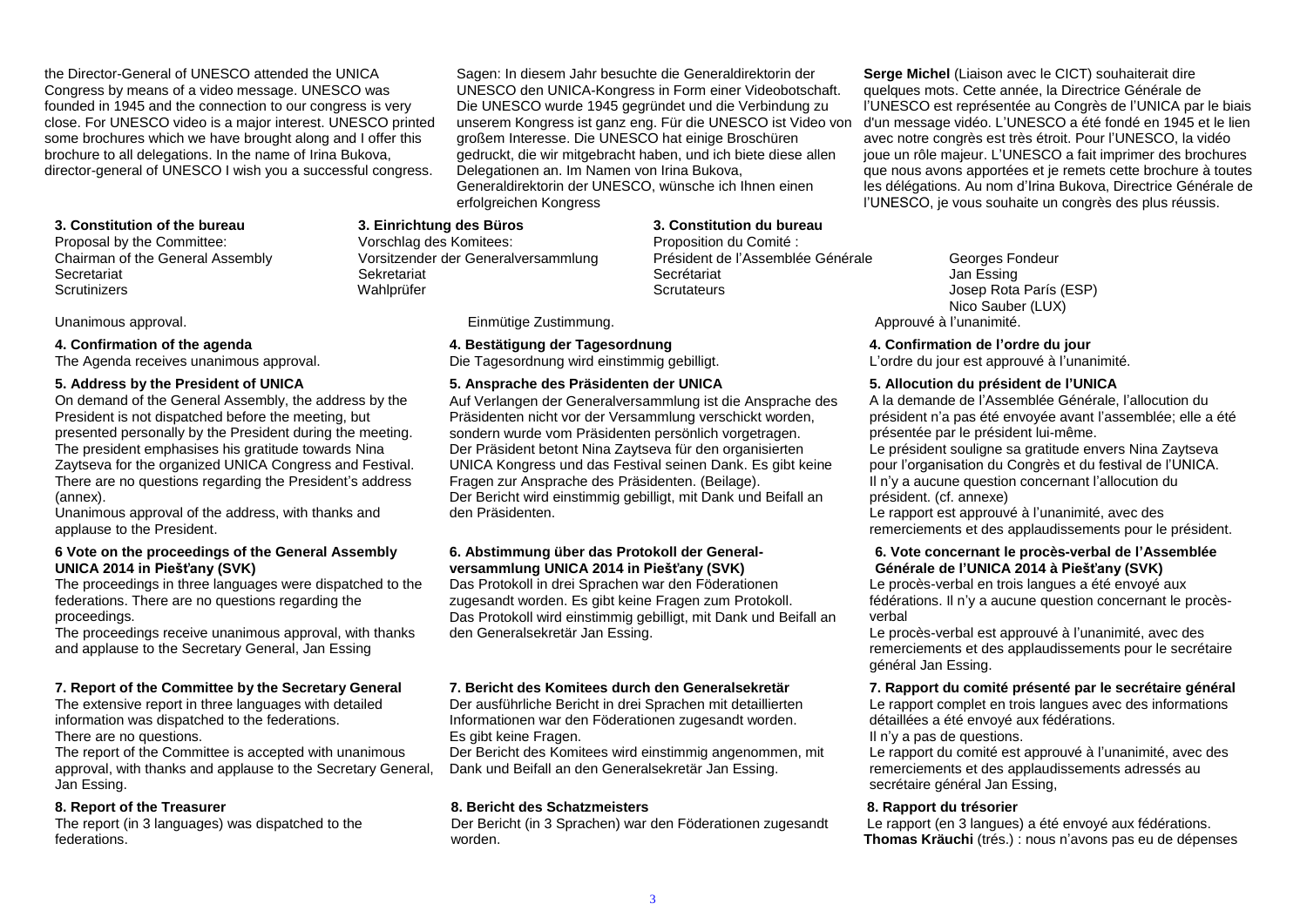the Director-General of UNESCO attended the UNICA Congress by means of a video message. UNESCO was founded in 1945 and the connection to our congress is very close. For UNESCO video is a major interest. UNESCO printed some brochures which we have brought along and I offer this brochure to all delegations. In the name of Irina Bukova, director-general of UNESCO I wish you a successful congress.

### 3. Constitution of the bureau

Proposal by the Committee:

| | |
|---|---|
| Chairman of the General Assembly | Georges Fondeur |
| Secretariat | Jan Essing |
| Scrutinizers | Josep Rota París (ESP), Nico Sauber (LUX) |

Unanimous approval.

### 4. Confirmation of the agenda

The Agenda receives unanimous approval.

### 5. Address by the President of UNICA

On demand of the General Assembly, the address by the President is not dispatched before the meeting, but presented personally by the President during the meeting. The president emphasises his gratitude towards Nina Zaytseva for the organized UNICA Congress and Festival. There are no questions regarding the President's address (annex).

Unanimous approval of the address, with thanks and applause to the President.

### 6 Vote on the proceedings of the General Assembly UNICA 2014 in Piešťany (SVK)

The proceedings in three languages were dispatched to the federations. There are no questions regarding the proceedings.

The proceedings receive unanimous approval, with thanks and applause to the Secretary General, Jan Essing

### 7. Report of the Committee by the Secretary General

The extensive report in three languages with detailed information was dispatched to the federations.

There are no questions.

The report of the Committee is accepted with unanimous approval, with thanks and applause to the Secretary General, Jan Essing.

### 8. Report of the Treasurer

The report (in 3 languages) was dispatched to the federations.

---

Sagen: In diesem Jahr besuchte die Generaldirektorin der UNESCO den UNICA-Kongress in Form einer Videobotschaft. Die UNESCO wurde 1945 gegründet und die Verbindung zu unserem Kongress ist ganz eng. Für die UNESCO ist Video von großem Interesse. Die UNESCO hat einige Broschüren gedruckt, die wir mitgebracht haben, und ich biete diese allen Delegationen an. Im Namen von Irina Bukova, Generaldirektorin der UNESCO, wünsche ich Ihnen einen erfolgreichen Kongress

### 3. Einrichtung des Büros

Vorschlag des Komitees:

| | |
|---|---|
| Vorsitzender der Generalversammlung | Georges Fondeur |
| Sekretariat | Jan Essing |
| Wahlprüfer | Josep Rota París (ESP), Nico Sauber (LUX) |

Einmütige Zustimmung.

### 4. Bestätigung der Tagesordnung

Die Tagesordnung wird einstimmig gebilligt.

### 5. Ansprache des Präsidenten der UNICA

Auf Verlangen der Generalversammlung ist die Ansprache des Präsidenten nicht vor der Versammlung verschickt worden, sondern wurde vom Präsidenten persönlich vorgetragen. Der Präsident betont Nina Zaytseva für den organisierten UNICA Kongress und das Festival seinen Dank. Es gibt keine Fragen zur Ansprache des Präsidenten. (Beilage).

Der Bericht wird einstimmig gebilligt, mit Dank und Beifall an den Präsidenten.

### 6. Abstimmung über das Protokoll der Generalversammlung UNICA 2014 in Piešťany (SVK)

Das Protokoll in drei Sprachen war den Föderationen zugesandt worden. Es gibt keine Fragen zum Protokoll. Das Protokoll wird einstimmig gebilligt, mit Dank und Beifall an den Generalsekretär Jan Essing.

### 7. Bericht des Komitees durch den Generalsekretär

Der ausführliche Bericht in drei Sprachen mit detaillierten Informationen war den Föderationen zugesandt worden.

Es gibt keine Fragen.

Der Bericht des Komitees wird einstimmig angenommen, mit Dank und Beifall an den Generalsekretär Jan Essing.

### 8. Bericht des Schatzmeisters

Der Bericht (in 3 Sprachen) war den Föderationen zugesandt worden.

---

**Serge Michel** (Liaison avec le CICT) souhaiterait dire quelques mots. Cette année, la Directrice Générale de l'UNESCO est représentée au Congrès de l'UNICA par le biais d'un message vidéo. L'UNESCO a été fondé en 1945 et le lien avec notre congrès est très étroit. Pour l'UNESCO, la vidéo joue un rôle majeur. L'UNESCO a fait imprimer des brochures que nous avons apportées et je remets cette brochure à toutes les délégations. Au nom d'Irina Bukova, Directrice Générale de l'UNESCO, je vous souhaite un congrès des plus réussis.

### 3. Constitution du bureau

Proposition du Comité :

| | |
|---|---|
| Président de l'Assemblée Générale | Georges Fondeur |
| Secrétariat | Jan Essing |
| Scrutateurs | Josep Rota París (ESP), Nico Sauber (LUX) |

Approuvé à l'unanimité.

### 4. Confirmation de l'ordre du jour

L'ordre du jour est approuvé à l'unanimité.

### 5. Allocution du président de l'UNICA

A la demande de l'Assemblée Générale, l'allocution du président n'a pas été envoyée avant l'assemblée; elle a été présentée par le président lui-même.

Le président souligne sa gratitude envers Nina Zaytseva pour l'organisation du Congrès et du festival de l'UNICA.

Il n'y a aucune question concernant l'allocution du président. (cf. annexe)

Le rapport est approuvé à l'unanimité, avec des remerciements et des applaudissements pour le président.

### 6. Vote concernant le procès-verbal de l'Assemblée Générale de l'UNICA 2014 à Piešťany (SVK)

Le procès-verbal en trois langues a été envoyé aux fédérations. Il n'y a aucune question concernant le procès-verbal

Le procès-verbal est approuvé à l'unanimité, avec des remerciements et des applaudissements pour le secrétaire général Jan Essing.

### 7. Rapport du comité présenté par le secrétaire général

Le rapport complet en trois langues avec des informations détaillées a été envoyé aux fédérations.

Il n'y a pas de questions.

Le rapport du comité est approuvé à l'unanimité, avec des remerciements et des applaudissements adressés au secrétaire général Jan Essing,

### 8. Rapport du trésorier

Le rapport (en 3 langues) a été envoyé aux fédérations.

**Thomas Kräuchi** (trés.) : nous n'avons pas eu de dépenses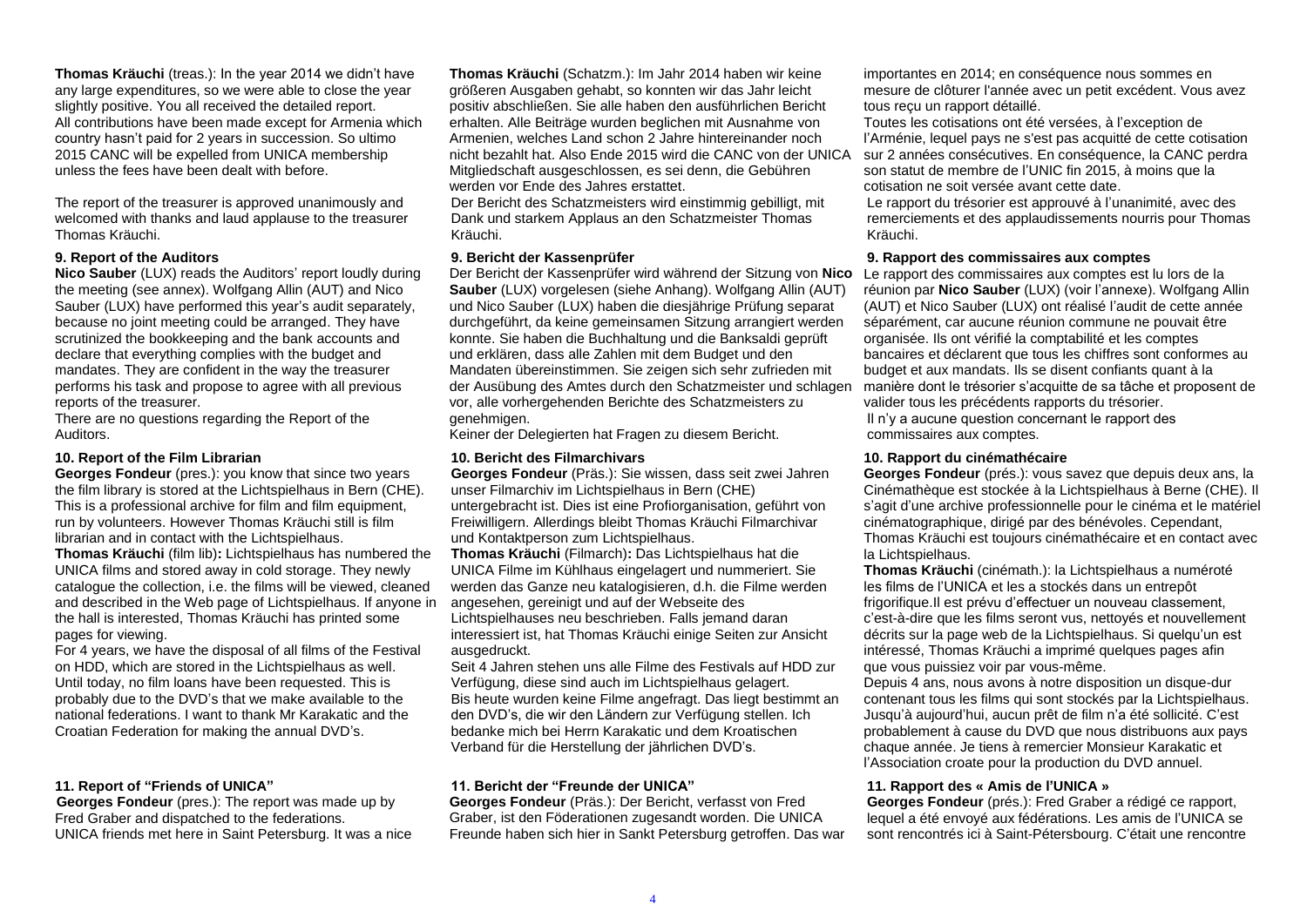**Thomas Kräuchi** (treas.): In the year 2014 we didn't have any large expenditures, so we were able to close the year slightly positive. You all received the detailed report. All contributions have been made except for Armenia which country hasn't paid for 2 years in succession. So ultimo 2015 CANC will be expelled from UNICA membership unless the fees have been dealt with before.

The report of the treasurer is approved unanimously and welcomed with thanks and laud applause to the treasurer Thomas Kräuchi.

### 9. Report of the Auditors

**Nico Sauber** (LUX) reads the Auditors' report loudly during the meeting (see annex). Wolfgang Allin (AUT) and Nico Sauber (LUX) have performed this year's audit separately, because no joint meeting could be arranged. They have scrutinized the bookkeeping and the bank accounts and declare that everything complies with the budget and mandates. They are confident in the way the treasurer performs his task and propose to agree with all previous reports of the treasurer.

There are no questions regarding the Report of the Auditors.

### 10. Report of the Film Librarian

**Georges Fondeur** (pres.): you know that since two years the film library is stored at the Lichtspielhaus in Bern (CHE). This is a professional archive for film and film equipment, run by volunteers. However Thomas Kräuchi still is film librarian and in contact with the Lichtspielhaus.

**Thomas Kräuchi** (film lib)**:** Lichtspielhaus has numbered the UNICA films and stored away in cold storage. They newly catalogue the collection, i.e. the films will be viewed, cleaned and described in the Web page of Lichtspielhaus. If anyone in the hall is interested, Thomas Kräuchi has printed some pages for viewing.

For 4 years, we have the disposal of all films of the Festival on HDD, which are stored in the Lichtspielhaus as well. Until today, no film loans have been requested. This is probably due to the DVD's that we make available to the national federations. I want to thank Mr Karakatic and the Croatian Federation for making the annual DVD's.

### 11. Report of "Friends of UNICA"

**Georges Fondeur** (pres.): The report was made up by Fred Graber and dispatched to the federations. UNICA friends met here in Saint Petersburg. It was a nice

**Thomas Kräuchi** (Schatzm.): Im Jahr 2014 haben wir keine größeren Ausgaben gehabt, so konnten wir das Jahr leicht positiv abschließen. Sie alle haben den ausführlichen Bericht erhalten. Alle Beiträge wurden beglichen mit Ausnahme von Armenien, welches Land schon 2 Jahre hintereinander noch nicht bezahlt hat. Also Ende 2015 wird die CANC von der UNICA Mitgliedschaft ausgeschlossen, es sei denn, die Gebühren werden vor Ende des Jahres erstattet.

Der Bericht des Schatzmeisters wird einstimmig gebilligt, mit Dank und starkem Applaus an den Schatzmeister Thomas Kräuchi.

### 9. Bericht der Kassenprüfer

Der Bericht der Kassenprüfer wird während der Sitzung von **Nico Sauber** (LUX) vorgelesen (siehe Anhang). Wolfgang Allin (AUT) und Nico Sauber (LUX) haben die diesjährige Prüfung separat durchgeführt, da keine gemeinsamen Sitzung arrangiert werden konnte. Sie haben die Buchhaltung und die Banksaldi geprüft und erklären, dass alle Zahlen mit dem Budget und den Mandaten übereinstimmen. Sie zeigen sich sehr zufrieden mit der Ausübung des Amtes durch den Schatzmeister und schlagen vor, alle vorhergehenden Berichte des Schatzmeisters zu genehmigen.

Keiner der Delegierten hat Fragen zu diesem Bericht.

### 10. Bericht des Filmarchivars

**Georges Fondeur** (Präs.): Sie wissen, dass seit zwei Jahren unser Filmarchiv im Lichtspielhaus in Bern (CHE) untergebracht ist. Dies ist eine Profiorganisation, geführt von Freiwilligern. Allerdings bleibt Thomas Kräuchi Filmarchivar und Kontaktperson zum Lichtspielhaus.

**Thomas Kräuchi** (Filmarch)**:** Das Lichtspielhaus hat die UNICA Filme im Kühlhaus eingelagert und nummeriert. Sie werden das Ganze neu katalogisieren, d.h. die Filme werden angesehen, gereinigt und auf der Webseite des Lichtspielhauses neu beschrieben. Falls jemand daran interessiert ist, hat Thomas Kräuchi einige Seiten zur Ansicht ausgedruckt.

Seit 4 Jahren stehen uns alle Filme des Festivals auf HDD zur Verfügung, diese sind auch im Lichtspielhaus gelagert. Bis heute wurden keine Filme angefragt. Das liegt bestimmt an den DVD's, die wir den Ländern zur Verfügung stellen. Ich bedanke mich bei Herrn Karakatic und dem Kroatischen Verband für die Herstellung der jährlichen DVD's.

### 11. Bericht der "Freunde der UNICA"

**Georges Fondeur** (Präs.): Der Bericht, verfasst von Fred Graber, ist den Föderationen zugesandt worden. Die UNICA Freunde haben sich hier in Sankt Petersburg getroffen. Das war

importantes en 2014; en conséquence nous sommes en mesure de clôturer l'année avec un petit excédent. Vous avez tous reçu un rapport détaillé.

Toutes les cotisations ont été versées, à l'exception de l'Arménie, lequel pays ne s'est pas acquitté de cette cotisation sur 2 années consécutives. En conséquence, la CANC perdra son statut de membre de l'UNIC fin 2015, à moins que la cotisation ne soit versée avant cette date.

Le rapport du trésorier est approuvé à l'unanimité, avec des remerciements et des applaudissements nourris pour Thomas Kräuchi.

### 9. Rapport des commissaires aux comptes

Le rapport des commissaires aux comptes est lu lors de la réunion par **Nico Sauber** (LUX) (voir l'annexe). Wolfgang Allin (AUT) et Nico Sauber (LUX) ont réalisé l'audit de cette année séparément, car aucune réunion commune ne pouvait être organisée. Ils ont vérifié la comptabilité et les comptes bancaires et déclarent que tous les chiffres sont conformes au budget et aux mandats. Ils se disent confiants quant à la manière dont le trésorier s'acquitte de sa tâche et proposent de valider tous les précédents rapports du trésorier.

Il n'y a aucune question concernant le rapport des commissaires aux comptes.

### 10. Rapport du cinémathécaire

**Georges Fondeur** (prés.): vous savez que depuis deux ans, la Cinémathèque est stockée à la Lichtspielhaus à Berne (CHE). Il s'agit d'une archive professionnelle pour le cinéma et le matériel cinématographique, dirigé par des bénévoles. Cependant, Thomas Kräuchi est toujours cinémathécaire et en contact avec la Lichtspielhaus.

**Thomas Kräuchi** (cinémath.): la Lichtspielhaus a numéroté les films de l'UNICA et les a stockés dans un entrepôt frigorifique.Il est prévu d'effectuer un nouveau classement, c'est-à-dire que les films seront vus, nettoyés et nouvellement décrits sur la page web de la Lichtspielhaus. Si quelqu'un est intéressé, Thomas Kräuchi a imprimé quelques pages afin que vous puissiez voir par vous-même.

Depuis 4 ans, nous avons à notre disposition un disque-dur contenant tous les films qui sont stockés par la Lichtspielhaus. Jusqu'à aujourd'hui, aucun prêt de film n'a été sollicité. C'est probablement à cause du DVD que nous distribuons aux pays chaque année. Je tiens à remercier Monsieur Karakatic et l'Association croate pour la production du DVD annuel.

### 11. Rapport des « Amis de l'UNICA »

**Georges Fondeur** (prés.): Fred Graber a rédigé ce rapport, lequel a été envoyé aux fédérations. Les amis de l'UNICA se sont rencontrés ici à Saint-Pétersbourg. C'était une rencontre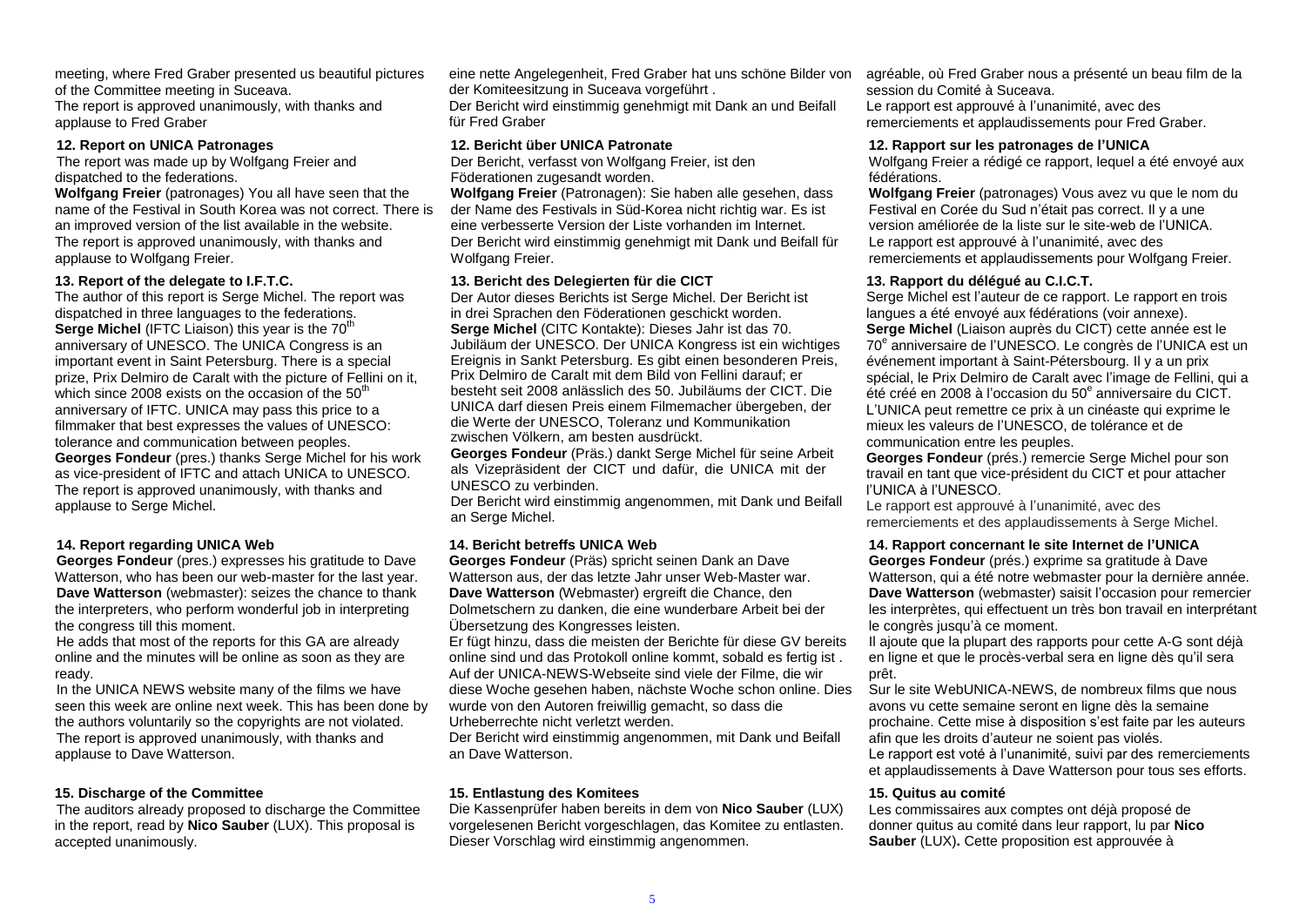meeting, where Fred Graber presented us beautiful pictures of the Committee meeting in Suceava.
The report is approved unanimously, with thanks and applause to Fred Graber

### 12. Report on UNICA Patronages

The report was made up by Wolfgang Freier and dispatched to the federations.
**Wolfgang Freier** (patronages) You all have seen that the name of the Festival in South Korea was not correct. There is an improved version of the list available in the website.
The report is approved unanimously, with thanks and applause to Wolfgang Freier.

### 13. Report of the delegate to I.F.T.C.

The author of this report is Serge Michel. The report was dispatched in three languages to the federations.
**Serge Michel** (IFTC Liaison) this year is the 70th anniversary of UNESCO. The UNICA Congress is an important event in Saint Petersburg. There is a special prize, Prix Delmiro de Caralt with the picture of Fellini on it, which since 2008 exists on the occasion of the 50th anniversary of IFTC. UNICA may pass this price to a filmmaker that best expresses the values of UNESCO: tolerance and communication between peoples.
**Georges Fondeur** (pres.) thanks Serge Michel for his work as vice-president of IFTC and attach UNICA to UNESCO.
The report is approved unanimously, with thanks and applause to Serge Michel.

### 14. Report regarding UNICA Web

**Georges Fondeur** (pres.) expresses his gratitude to Dave Watterson, who has been our web-master for the last year.
**Dave Watterson** (webmaster): seizes the chance to thank the interpreters, who perform wonderful job in interpreting the congress till this moment.
He adds that most of the reports for this GA are already online and the minutes will be online as soon as they are ready.
In the UNICA NEWS website many of the films we have seen this week are online next week. This has been done by the authors voluntarily so the copyrights are not violated.
The report is approved unanimously, with thanks and applause to Dave Watterson.

### 15. Discharge of the Committee

The auditors already proposed to discharge the Committee in the report, read by **Nico Sauber** (LUX). This proposal is accepted unanimously.

---

eine nette Angelegenheit, Fred Graber hat uns schöne Bilder von der Komiteesitzung in Suceava vorgeführt .
Der Bericht wird einstimmig genehmigt mit Dank an und Beifall für Fred Graber

### 12. Bericht über UNICA Patronate

Der Bericht, verfasst von Wolfgang Freier, ist den Föderationen zugesandt worden.
**Wolfgang Freier** (Patronagen): Sie haben alle gesehen, dass der Name des Festivals in Süd-Korea nicht richtig war. Es ist eine verbesserte Version der Liste vorhanden im Internet.
Der Bericht wird einstimmig genehmigt mit Dank und Beifall für Wolfgang Freier.

### 13. Bericht des Delegierten für die CICT

Der Autor dieses Berichts ist Serge Michel. Der Bericht ist in drei Sprachen den Föderationen geschickt worden.
**Serge Michel** (CITC Kontakte): Dieses Jahr ist das 70. Jubiläum der UNESCO. Der UNICA Kongress ist ein wichtiges Ereignis in Sankt Petersburg. Es gibt einen besonderen Preis, Prix Delmiro de Caralt mit dem Bild von Fellini darauf; er besteht seit 2008 anlässlich des 50. Jubiläums der CICT. Die UNICA darf diesen Preis einem Filmemacher übergeben, der die Werte der UNESCO, Toleranz und Kommunikation zwischen Völkern, am besten ausdrückt.
**Georges Fondeur** (Präs.) dankt Serge Michel für seine Arbeit als Vizepräsident der CICT und dafür, die UNICA mit der UNESCO zu verbinden.
Der Bericht wird einstimmig angenommen, mit Dank und Beifall an Serge Michel.

### 14. Bericht betreffs UNICA Web

**Georges Fondeur** (Präs) spricht seinen Dank an Dave Watterson aus, der das letzte Jahr unser Web-Master war.
**Dave Watterson** (Webmaster) ergreift die Chance, den Dolmetschern zu danken, die eine wunderbare Arbeit bei der Übersetzung des Kongresses leisten.
Er fügt hinzu, dass die meisten der Berichte für diese GV bereits online sind und das Protokoll online kommt, sobald es fertig ist .
Auf der UNICA-NEWS-Webseite sind viele der Filme, die wir diese Woche gesehen haben, nächste Woche schon online. Dies wurde von den Autoren freiwillig gemacht, so dass die Urheberrechte nicht verletzt werden.
Der Bericht wird einstimmig angenommen, mit Dank und Beifall an Dave Watterson.

### 15. Entlastung des Komitees

Die Kassenprüfer haben bereits in dem von **Nico Sauber** (LUX) vorgelesenen Bericht vorgeschlagen, das Komitee zu entlasten. Dieser Vorschlag wird einstimmig angenommen.

---

agréable, où Fred Graber nous a présenté un beau film de la session du Comité à Suceava.
Le rapport est approuvé à l'unanimité, avec des remerciements et applaudissements pour Fred Graber.

### 12. Rapport sur les patronages de l'UNICA

Wolfgang Freier a rédigé ce rapport, lequel a été envoyé aux fédérations.
**Wolfgang Freier** (patronages) Vous avez vu que le nom du Festival en Corée du Sud n'était pas correct. Il y a une version améliorée de la liste sur le site-web de l'UNICA.
Le rapport est approuvé à l'unanimité, avec des remerciements et applaudissements pour Wolfgang Freier.

### 13. Rapport du délégué au C.I.C.T.

Serge Michel est l'auteur de ce rapport. Le rapport en trois langues a été envoyé aux fédérations (voir annexe).
**Serge Michel** (Liaison auprès du CICT) cette année est le 70e anniversaire de l'UNESCO. Le congrès de l'UNICA est un événement important à Saint-Pétersbourg. Il y a un prix spécial, le Prix Delmiro de Caralt avec l'image de Fellini, qui a été créé en 2008 à l'occasion du 50e anniversaire du CICT. L'UNICA peut remettre ce prix à un cinéaste qui exprime le mieux les valeurs de l'UNESCO, de tolérance et de communication entre les peuples.
**Georges Fondeur** (prés.) remercie Serge Michel pour son travail en tant que vice-président du CICT et pour attacher l'UNICA à l'UNESCO.
Le rapport est approuvé à l'unanimité, avec des remerciements et des applaudissements à Serge Michel.

### 14. Rapport concernant le site Internet de l'UNICA

**Georges Fondeur** (prés.) exprime sa gratitude à Dave Watterson, qui a été notre webmaster pour la dernière année.
**Dave Watterson** (webmaster) saisit l'occasion pour remercier les interprètes, qui effectuent un très bon travail en interprétant le congrès jusqu'à ce moment.
Il ajoute que la plupart des rapports pour cette A-G sont déjà en ligne et que le procès-verbal sera en ligne dès qu'il sera prêt.
Sur le site WebUNICA-NEWS, de nombreux films que nous avons vu cette semaine seront en ligne dès la semaine prochaine. Cette mise à disposition s'est faite par les auteurs afin que les droits d'auteur ne soient pas violés.
Le rapport est voté à l'unanimité, suivi par des remerciements et applaudissements à Dave Watterson pour tous ses efforts.

### 15. Quitus au comité

Les commissaires aux comptes ont déjà proposé de donner quitus au comité dans leur rapport, lu par **Nico Sauber** (LUX)**.** Cette proposition est approuvée à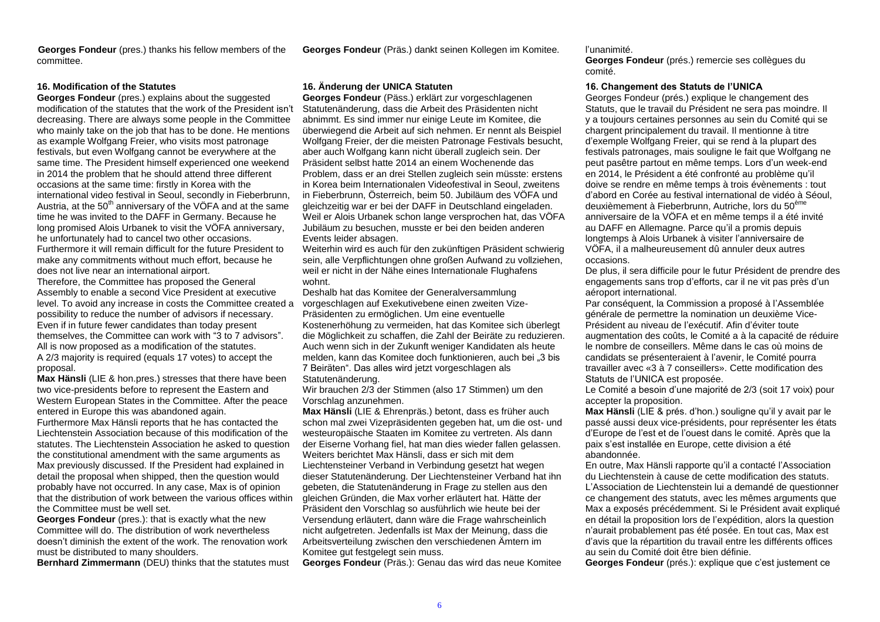**Georges Fondeur** (pres.) thanks his fellow members of the committee.

### 16. Modification of the Statutes

**Georges Fondeur** (pres.) explains about the suggested modification of the statutes that the work of the President isn't decreasing. There are always some people in the Committee who mainly take on the job that has to be done. He mentions as example Wolfgang Freier, who visits most patronage festivals, but even Wolfgang cannot be everywhere at the same time. The President himself experienced one weekend in 2014 the problem that he should attend three different occasions at the same time: firstly in Korea with the international video festival in Seoul, secondly in Fieberbrunn, Austria, at the 50th anniversary of the VÖFA and at the same time he was invited to the DAFF in Germany. Because he long promised Alois Urbanek to visit the VÖFA anniversary, he unfortunately had to cancel two other occasions.
Furthermore it will remain difficult for the future President to make any commitments without much effort, because he does not live near an international airport.
Therefore, the Committee has proposed the General Assembly to enable a second Vice President at executive level. To avoid any increase in costs the Committee created a possibility to reduce the number of advisors if necessary. Even if in future fewer candidates than today present themselves, the Committee can work with "3 to 7 advisors". All is now proposed as a modification of the statutes.
A 2/3 majority is required (equals 17 votes) to accept the proposal.

**Max Hänsli** (LIE & hon.pres.) stresses that there have been two vice-presidents before to represent the Eastern and Western European States in the Committee. After the peace entered in Europe this was abandoned again.
Furthermore Max Hänsli reports that he has contacted the Liechtenstein Association because of this modification of the statutes. The Liechtenstein Association he asked to question the constitutional amendment with the same arguments as Max previously discussed. If the President had explained in detail the proposal when shipped, then the question would probably have not occurred. In any case, Max is of opinion that the distribution of work between the various offices within the Committee must be well set.

**Georges Fondeur** (pres.): that is exactly what the new Committee will do. The distribution of work nevertheless doesn't diminish the extent of the work. The renovation work must be distributed to many shoulders.

**Bernhard Zimmermann** (DEU) thinks that the statutes must

**Georges Fondeur** (Präs.) dankt seinen Kollegen im Komitee.

### 16. Änderung der UNICA Statuten

**Georges Fondeur** (Päss.) erklärt zur vorgeschlagenen Statutenänderung, dass die Arbeit des Präsidenten nicht abnimmt. Es sind immer nur einige Leute im Komitee, die überwiegend die Arbeit auf sich nehmen. Er nennt als Beispiel Wolfgang Freier, der die meisten Patronage Festivals besucht, aber auch Wolfgang kann nicht überall zugleich sein. Der Präsident selbst hatte 2014 an einem Wochenende das Problem, dass er an drei Stellen zugleich sein müsste: erstens in Korea beim Internationalen Videofestival in Seoul, zweitens in Fieberbrunn, Österreich, beim 50. Jubiläum des VÖFA und gleichzeitig war er bei der DAFF in Deutschland eingeladen. Weil er Alois Urbanek schon lange versprochen hat, das VÖFA Jubiläum zu besuchen, musste er bei den beiden anderen Events leider absagen.
Weiterhin wird es auch für den zukünftigen Präsident schwierig sein, alle Verpflichtungen ohne großen Aufwand zu vollziehen, weil er nicht in der Nähe eines Internationale Flughafens wohnt.
Deshalb hat das Komitee der Generalversammlung vorgeschlagen auf Exekutivebene einen zweiten Vize-Präsidenten zu ermöglichen. Um eine eventuelle Kostenerhöhung zu vermeiden, hat das Komitee sich überlegt die Möglichkeit zu schaffen, die Zahl der Beiräte zu reduzieren. Auch wenn sich in der Zukunft weniger Kandidaten als heute melden, kann das Komitee doch funktionieren, auch bei „3 bis 7 Beiräten". Das alles wird jetzt vorgeschlagen als Statutenänderung.
Wir brauchen 2/3 der Stimmen (also 17 Stimmen) um den Vorschlag anzunehmen.

**Max Hänsli** (LIE & Ehrenpräs.) betont, dass es früher auch schon mal zwei Vizepräsidenten gegeben hat, um die ost- und westeuropäische Staaten im Komitee zu vertreten. Als dann der Eiserne Vorhang fiel, hat man dies wieder fallen gelassen.
Weiters berichtet Max Hänsli, dass er sich mit dem Liechtensteiner Verband in Verbindung gesetzt hat wegen dieser Statutenänderung. Der Liechtensteiner Verband hat ihn gebeten, die Statutenänderung in Frage zu stellen aus den gleichen Gründen, die Max vorher erläutert hat. Hätte der Präsident den Vorschlag so ausführlich wie heute bei der Versendung erläutert, dann wäre die Frage wahrscheinlich nicht aufgetreten. Jedenfalls ist Max der Meinung, dass die Arbeitsverteilung zwischen den verschiedenen Ämtern im Komitee gut festgelegt sein muss.

**Georges Fondeur** (Präs.): Genau das wird das neue Komitee

l'unanimité.

**Georges Fondeur** (prés.) remercie ses collègues du comité.

### 16. Changement des Statuts de l'UNICA

Georges Fondeur (prés.) explique le changement des Statuts, que le travail du Président ne sera pas moindre. Il y a toujours certaines personnes au sein du Comité qui se chargent principalement du travail. Il mentionne à titre d'exemple Wolfgang Freier, qui se rend à la plupart des festivals patronages, mais souligne le fait que Wolfgang ne peut pasêtre partout en même temps. Lors d'un week-end en 2014, le Président a été confronté au problème qu'il doive se rendre en même temps à trois évènements : tout d'abord en Corée au festival international de vidéo à Séoul, deuxièmement à Fieberbrunn, Autriche, lors du 50ème anniversaire de la VÖFA et en même temps il a été invité au DAFF en Allemagne. Parce qu'il a promis depuis longtemps à Alois Urbanek à visiter l'anniversaire de VÖFA, il a malheureusement dû annuler deux autres occasions.
De plus, il sera difficile pour le futur Président de prendre des engagements sans trop d'efforts, car il ne vit pas près d'un aéroport international.
Par conséquent, la Commission a proposé à l'Assemblée générale de permettre la nomination un deuxième Vice-Président au niveau de l'exécutif. Afin d'éviter toute augmentation des coûts, le Comité a à la capacité de réduire le nombre de conseillers. Même dans le cas où moins de candidats se présenteraient à l'avenir, le Comité pourra travailler avec «3 à 7 conseillers». Cette modification des Statuts de l'UNICA est proposée.
Le Comité a besoin d'une majorité de 2/3 (soit 17 voix) pour accepter la proposition.

**Max Hänsli** (LIE & prés. d'hon.) souligne qu'il y avait par le passé aussi deux vice-présidents, pour représenter les états d'Europe de l'est et de l'ouest dans le comité. Après que la paix s'est installée en Europe, cette division a été abandonnée.
En outre, Max Hänsli rapporte qu'il a contacté l'Association du Liechtenstein à cause de cette modification des statuts. L'Association de Liechtenstein lui a demandé de questionner ce changement des statuts, avec les mêmes arguments que Max a exposés précédemment. Si le Président avait expliqué en détail la proposition lors de l'expédition, alors la question n'aurait probablement pas été posée. En tout cas, Max est d'avis que la répartition du travail entre les différents offices au sein du Comité doit être bien définie.

**Georges Fondeur** (prés.): explique que c'est justement ce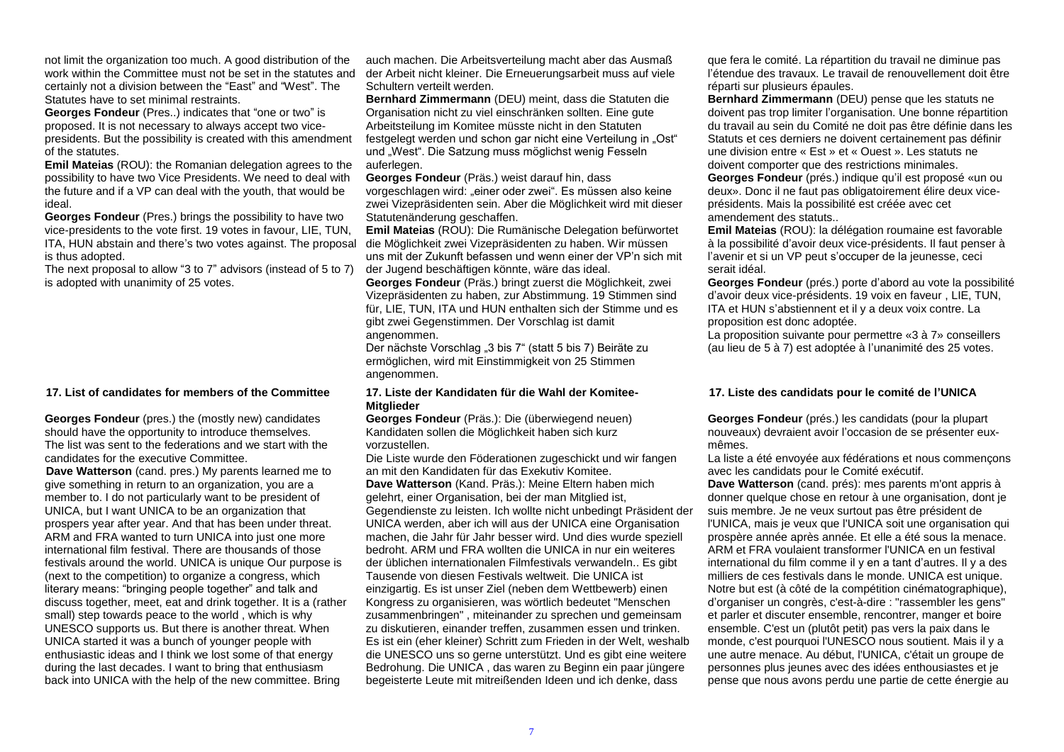not limit the organization too much. A good distribution of the work within the Committee must not be set in the statutes and certainly not a division between the "East" and "West". The Statutes have to set minimal restraints.

**Georges Fondeur** (Pres..) indicates that "one or two" is proposed. It is not necessary to always accept two vice-presidents. But the possibility is created with this amendment of the statutes.

**Emil Mateias** (ROU): the Romanian delegation agrees to the possibility to have two Vice Presidents. We need to deal with the future and if a VP can deal with the youth, that would be ideal.

**Georges Fondeur** (Pres.) brings the possibility to have two vice-presidents to the vote first. 19 votes in favour, LIE, TUN, ITA, HUN abstain and there's two votes against. The proposal is thus adopted.

The next proposal to allow "3 to 7" advisors (instead of 5 to 7) is adopted with unanimity of 25 votes.

## 17. List of candidates for members of the Committee

**Georges Fondeur** (pres.) the (mostly new) candidates should have the opportunity to introduce themselves.
The list was sent to the federations and we start with the candidates for the executive Committee.

**Dave Watterson** (cand. pres.) My parents learned me to give something in return to an organization, you are a member to. I do not particularly want to be president of UNICA, but I want UNICA to be an organization that prospers year after year. And that has been under threat. ARM and FRA wanted to turn UNICA into just one more international film festival. There are thousands of those festivals around the world. UNICA is unique Our purpose is (next to the competition) to organize a congress, which literary means: "bringing people together" and talk and discuss together, meet, eat and drink together. It is a (rather small) step towards peace to the world , which is why UNESCO supports us. But there is another threat. When UNICA started it was a bunch of younger people with enthusiastic ideas and I think we lost some of that energy during the last decades. I want to bring that enthusiasm back into UNICA with the help of the new committee. Bring

---

auch machen. Die Arbeitsverteilung macht aber das Ausmaß der Arbeit nicht kleiner. Die Erneuerungsarbeit muss auf viele Schultern verteilt werden.

**Bernhard Zimmermann** (DEU) meint, dass die Statuten die Organisation nicht zu viel einschränken sollten. Eine gute Arbeitsteilung im Komitee müsste nicht in den Statuten festgelegt werden und schon gar nicht eine Verteilung in „Ost" und „West". Die Satzung muss möglichst wenig Fesseln auferlegen.

**Georges Fondeur** (Präs.) weist darauf hin, dass vorgeschlagen wird: „einer oder zwei". Es müssen also keine zwei Vizepräsidenten sein. Aber die Möglichkeit wird mit dieser Statutenänderung geschaffen.

**Emil Mateias** (ROU): Die Rumänische Delegation befürwortet die Möglichkeit zwei Vizepräsidenten zu haben. Wir müssen uns mit der Zukunft befassen und wenn einer der VP'n sich mit der Jugend beschäftigen könnte, wäre das ideal.

**Georges Fondeur** (Präs.) bringt zuerst die Möglichkeit, zwei Vizepräsidenten zu haben, zur Abstimmung. 19 Stimmen sind für, LIE, TUN, ITA und HUN enthalten sich der Stimme und es gibt zwei Gegenstimmen. Der Vorschlag ist damit angenommen.

Der nächste Vorschlag „3 bis 7" (statt 5 bis 7) Beiräte zu ermöglichen, wird mit Einstimmigkeit von 25 Stimmen angenommen.

## 17. Liste der Kandidaten für die Wahl der Komitee-Mitglieder

**Georges Fondeur** (Präs.): Die (überwiegend neuen) Kandidaten sollen die Möglichkeit haben sich kurz vorzustellen.

Die Liste wurde den Föderationen zugeschickt und wir fangen an mit den Kandidaten für das Exekutiv Komitee.

**Dave Watterson** (Kand. Präs.): Meine Eltern haben mich gelehrt, einer Organisation, bei der man Mitglied ist, Gegendienste zu leisten. Ich wollte nicht unbedingt Präsident der UNICA werden, aber ich will aus der UNICA eine Organisation machen, die Jahr für Jahr besser wird. Und dies wurde speziell bedroht. ARM und FRA wollten die UNICA in nur ein weiteres der üblichen internationalen Filmfestivals verwandeln.. Es gibt Tausende von diesen Festivals weltweit. Die UNICA ist einzigartig. Es ist unser Ziel (neben dem Wettbewerb) einen Kongress zu organisieren, was wörtlich bedeutet "Menschen zusammenbringen" , miteinander zu sprechen und gemeinsam zu diskutieren, einander treffen, zusammen essen und trinken. Es ist ein (eher kleiner) Schritt zum Frieden in der Welt, weshalb die UNESCO uns so gerne unterstützt. Und es gibt eine weitere Bedrohung. Die UNICA , das waren zu Beginn ein paar jüngere begeisterte Leute mit mitreißenden Ideen und ich denke, dass

---

que fera le comité. La répartition du travail ne diminue pas l'étendue des travaux. Le travail de renouvellement doit être réparti sur plusieurs épaules.

**Bernhard Zimmermann** (DEU) pense que les statuts ne doivent pas trop limiter l'organisation. Une bonne répartition du travail au sein du Comité ne doit pas être définie dans les Statuts et ces derniers ne doivent certainement pas définir une division entre « Est » et « Ouest ». Les statuts ne doivent comporter que des restrictions minimales.

**Georges Fondeur** (prés.) indique qu'il est proposé «un ou deux». Donc il ne faut pas obligatoirement élire deux vice-présidents. Mais la possibilité est créée avec cet amendement des statuts..

**Emil Mateias** (ROU): la délégation roumaine est favorable à la possibilité d'avoir deux vice-présidents. Il faut penser à l'avenir et si un VP peut s'occuper de la jeunesse, ceci serait idéal.

**Georges Fondeur** (prés.) porte d'abord au vote la possibilité d'avoir deux vice-présidents. 19 voix en faveur , LIE, TUN, ITA et HUN s'abstiennent et il y a deux voix contre. La proposition est donc adoptée.

La proposition suivante pour permettre «3 à 7» conseillers (au lieu de 5 à 7) est adoptée à l'unanimité des 25 votes.

## 17. Liste des candidats pour le comité de l'UNICA

**Georges Fondeur** (prés.) les candidats (pour la plupart nouveaux) devraient avoir l'occasion de se présenter eux-mêmes.

La liste a été envoyée aux fédérations et nous commençons avec les candidats pour le Comité exécutif.

**Dave Watterson** (cand. prés): mes parents m'ont appris à donner quelque chose en retour à une organisation, dont je suis membre. Je ne veux surtout pas être président de l'UNICA, mais je veux que l'UNICA soit une organisation qui prospère année après année. Et elle a été sous la menace. ARM et FRA voulaient transformer l'UNICA en un festival international du film comme il y en a tant d'autres. Il y a des milliers de ces festivals dans le monde. UNICA est unique. Notre but est (à côté de la compétition cinématographique), d'organiser un congrès, c'est-à-dire : "rassembler les gens" et parler et discuter ensemble, rencontrer, manger et boire ensemble. C'est un (plutôt petit) pas vers la paix dans le monde, c'est pourquoi l'UNESCO nous soutient. Mais il y a une autre menace. Au début, l'UNICA, c'était un groupe de personnes plus jeunes avec des idées enthousiastes et je pense que nous avons perdu une partie de cette énergie au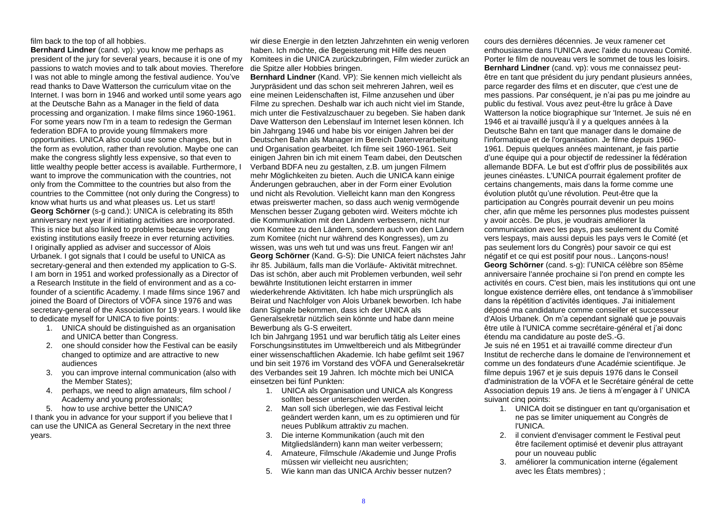film back to the top of all hobbies.

**Bernhard Lindner** (cand. vp): you know me perhaps as president of the jury for several years, because it is one of my passions to watch movies and to talk about movies. Therefore I was not able to mingle among the festival audience. You've read thanks to Dave Watterson the curriculum vitae on the Internet. I was born in 1946 and worked until some years ago at the Deutsche Bahn as a Manager in the field of data processing and organization. I make films since 1960-1961. For some years now I'm in a team to redesign the German federation BDFA to provide young filmmakers more opportunities. UNICA also could use some changes, but in the form as evolution, rather than revolution. Maybe one can make the congress slightly less expensive, so that even to little wealthy people better access is available. Furthermore, I want to improve the communication with the countries, not only from the Committee to the countries but also from the countries to the Committee (not only during the Congress) to know what hurts us and what pleases us. Let us start!

**Georg Schörner** (s-g cand.): UNICA is celebrating its 85th anniversary next year if initiating activities are incorporated. This is nice but also linked to problems because very long existing institutions easily freeze in ever returning activities. I originally applied as adviser and successor of Alois Urbanek. I got signals that I could be useful to UNICA as secretary-general and then extended my application to G-S. I am born in 1951 and worked professionally as a Director of a Research Institute in the field of environment and as a co-founder of a scientific Academy. I made films since 1967 and joined the Board of Directors of VÖFA since 1976 and was secretary-general of the Association for 19 years. I would like to dedicate myself for UNICA to five points:

1. UNICA should be distinguished as an organisation and UNICA better than Congress.
2. one should consider how the Festival can be easily changed to optimize and are attractive to new audiences
3. you can improve internal communication (also with the Member States);
4. perhaps, we need to align amateurs, film school / Academy and young professionals;
5. how to use archive better the UNICA?

I thank you in advance for your support if you believe that I can use the UNICA as General Secretary in the next three years.

wir diese Energie in den letzten Jahrzehnten ein wenig verloren haben. Ich möchte, die Begeisterung mit Hilfe des neuen Komitees in die UNICA zurückzubringen, Film wieder zurück an die Spitze aller Hobbies bringen.

**Bernhard Lindner** (Kand. VP): Sie kennen mich vielleicht als Jurypräsident und das schon seit mehreren Jahren, weil es eine meinen Leidenschaften ist, Filme anzusehen und über Filme zu sprechen. Deshalb war ich auch nicht viel im Stande, mich unter die Festivalzuschauer zu begeben. Sie haben dank Dave Watterson den Lebenslauf im Internet lesen können. Ich bin Jahrgang 1946 und habe bis vor einigen Jahren bei der Deutschen Bahn als Manager im Bereich Datenverarbeitung und Organisation gearbeitet. Ich filme seit 1960-1961. Seit einigen Jahren bin ich mit einem Team dabei, den Deutschen Verband BDFA neu zu gestalten, z.B. um jungen Filmern mehr Möglichkeiten zu bieten. Auch die UNICA kann einige Änderungen gebrauchen, aber in der Form einer Evolution und nicht als Revolution. Vielleicht kann man den Kongress etwas preiswerter machen, so dass auch wenig vermögende Menschen besser Zugang geboten wird. Weiters möchte ich die Kommunikation mit den Ländern verbessern, nicht nur vom Komitee zu den Ländern, sondern auch von den Ländern zum Komitee (nicht nur während des Kongresses), um zu wissen, was uns weh tut und was uns freut. Fangen wir an!

**Georg Schörner** (Kand. G-S): Die UNICA feiert nächstes Jahr ihr 85. Jubiläum, falls man die Vorläufe- Aktivität mitrechnet. Das ist schön, aber auch mit Problemen verbunden, weil sehr bewährte Institutionen leicht erstarren in immer wiederkehrende Aktivitäten. Ich habe mich ursprünglich als Beirat und Nachfolger von Alois Urbanek beworben. Ich habe dann Signale bekommen, dass ich der UNICA als Generalsekretär nützlich sein könnte und habe dann meine Bewerbung als G-S erweitert.

Ich bin Jahrgang 1951 und war beruflich tätig als Leiter eines Forschungsinstitutes im Umweltbereich und als Mitbegründer einer wissenschaftlichen Akademie. Ich habe gefilmt seit 1967 und bin seit 1976 im Vorstand des VÖFA und Generalsekretär des Verbandes seit 19 Jahren. Ich möchte mich bei UNICA einsetzen bei fünf Punkten:

1. UNICA als Organisation und UNICA als Kongress sollten besser unterschieden werden.
2. Man soll sich überlegen, wie das Festival leicht geändert werden kann, um es zu optimieren und für neues Publikum attraktiv zu machen.
3. Die interne Kommunikation (auch mit den Mitgliedsländern) kann man weiter verbessern;
4. Amateure, Filmschule /Akademie und Junge Profis müssen wir vielleicht neu ausrichten;
5. Wie kann man das UNICA Archiv besser nutzen?

cours des dernières décennies. Je veux ramener cet enthousiasme dans l'UNICA avec l'aide du nouveau Comité. Porter le film de nouveau vers le sommet de tous les loisirs.

**Bernhard Lindner** (cand. vp): vous me connaissez peut-être en tant que président du jury pendant plusieurs années, parce regarder des films et en discuter, que c'est une de mes passions. Par conséquent, je n'ai pas pu me joindre au public du festival. Vous avez peut-être lu grâce à Dave Watterson la notice biographique sur 'Internet. Je suis né en 1946 et ai travaillé jusqu'à il y a quelques années à la Deutsche Bahn en tant que manager dans le domaine de l'informatique et de l'organisation. Je filme depuis 1960-1961. Depuis quelques années maintenant, je fais partie d'une équipe qui a pour objectif de redessiner la fédération allemande BDFA. Le but est d'offrir plus de possibilités aux jeunes cinéastes. L'UNICA pourrait également profiter de certains changements, mais dans la forme comme une évolution plutôt qu'une révolution. Peut-être que la participation au Congrès pourrait devenir un peu moins cher, afin que même les personnes plus modestes puissent y avoir accès. De plus, je voudrais améliorer la communication avec les pays, pas seulement du Comité vers lespays, mais aussi depuis les pays vers le Comité (et pas seulement lors du Congrès) pour savoir ce qui est négatif et ce qui est positif pour nous.. Lançons-nous!

**Georg Schörner** (cand. s-g): l'UNICA célèbre son 85ème anniversaire l'année prochaine si l'on prend en compte les activités en cours. C'est bien, mais les institutions qui ont une longue existence derrière elles, ont tendance à s'immobiliser dans la répétition d'activités identiques. J'ai initialement déposé ma candidature comme conseiller et successeur d'Alois Urbanek. On m'a cependant signalé que je pouvais être utile à l'UNICA comme secrétaire-général et j'ai donc étendu ma candidature au poste deS.-G.

Je suis né en 1951 et ai travaillé comme directeur d'un Institut de recherche dans le domaine de l'environnement et comme un des fondateurs d'une Académie scientifique. Je filme depuis 1967 et je suis depuis 1976 dans le Conseil d'administration de la VÖFA et le Secrétaire général de cette Association depuis 19 ans. Je tiens à m'engager à l' UNICA suivant cinq points:

1. UNICA doit se distinguer en tant qu'organisation et ne pas se limiter uniquement au Congrès de l'UNICA.
2. il convient d'envisager comment le Festival peut être facilement optimisé et devenir plus attrayant pour un nouveau public
3. améliorer la communication interne (également avec les États membres) ;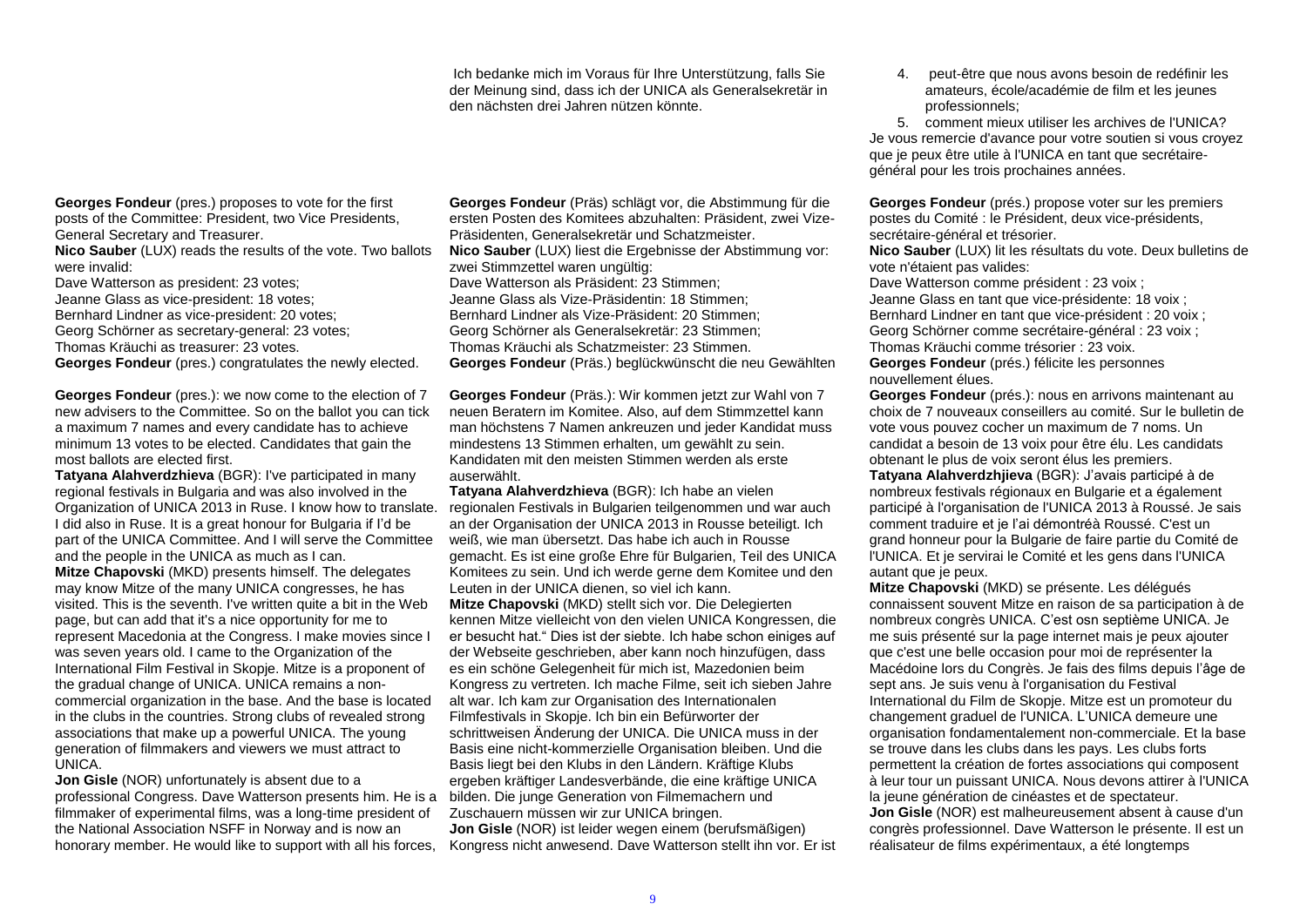Ich bedanke mich im Voraus für Ihre Unterstützung, falls Sie der Meinung sind, dass ich der UNICA als Generalsekretär in den nächsten drei Jahren nützen könnte.

4. peut-être que nous avons besoin de redéfinir les amateurs, école/académie de film et les jeunes professionnels;
5. comment mieux utiliser les archives de l'UNICA?

Je vous remercie d'avance pour votre soutien si vous croyez que je peux être utile à l'UNICA en tant que secrétaire-général pour les trois prochaines années.

**Georges Fondeur** (pres.) proposes to vote for the first posts of the Committee: President, two Vice Presidents, General Secretary and Treasurer.
**Nico Sauber** (LUX) reads the results of the vote. Two ballots were invalid:
Dave Watterson as president: 23 votes;
Jeanne Glass as vice-president: 18 votes;
Bernhard Lindner as vice-president: 20 votes;
Georg Schörner as secretary-general: 23 votes;
Thomas Kräuchi as treasurer: 23 votes.
**Georges Fondeur** (pres.) congratulates the newly elected.

**Georges Fondeur** (pres.): we now come to the election of 7 new advisers to the Committee. So on the ballot you can tick a maximum 7 names and every candidate has to achieve minimum 13 votes to be elected. Candidates that gain the most ballots are elected first.
**Tatyana Alahverdzhieva** (BGR): I've participated in many regional festivals in Bulgaria and was also involved in the Organization of UNICA 2013 in Ruse. I know how to translate. I did also in Ruse. It is a great honour for Bulgaria if I'd be part of the UNICA Committee. And I will serve the Committee and the people in the UNICA as much as I can.
**Mitze Chapovski** (MKD) presents himself. The delegates may know Mitze of the many UNICA congresses, he has visited. This is the seventh. I've written quite a bit in the Web page, but can add that it's a nice opportunity for me to represent Macedonia at the Congress. I make movies since I was seven years old. I came to the Organization of the International Film Festival in Skopje. Mitze is a proponent of the gradual change of UNICA. UNICA remains a non-commercial organization in the base. And the base is located in the clubs in the countries. Strong clubs of revealed strong associations that make up a powerful UNICA. The young generation of filmmakers and viewers we must attract to UNICA.
**Jon Gisle** (NOR) unfortunately is absent due to a professional Congress. Dave Watterson presents him. He is a filmmaker of experimental films, was a long-time president of the National Association NSFF in Norway and is now an honorary member. He would like to support with all his forces,

**Georges Fondeur** (Präs) schlägt vor, die Abstimmung für die ersten Posten des Komitees abzuhalten: Präsident, zwei Vize-Präsidenten, Generalsekretär und Schatzmeister.
**Nico Sauber** (LUX) liest die Ergebnisse der Abstimmung vor: zwei Stimmzettel waren ungültig:
Dave Watterson als Präsident: 23 Stimmen;
Jeanne Glass als Vize-Präsidentin: 18 Stimmen;
Bernhard Lindner als Vize-Präsident: 20 Stimmen;
Georg Schörner als Generalsekretär: 23 Stimmen;
Thomas Kräuchi als Schatzmeister: 23 Stimmen.
**Georges Fondeur** (Präs.) beglückwünscht die neu Gewählten

**Georges Fondeur** (Präs.): Wir kommen jetzt zur Wahl von 7 neuen Beratern im Komitee. Also, auf dem Stimmzettel kann man höchstens 7 Namen ankreuzen und jeder Kandidat muss mindestens 13 Stimmen erhalten, um gewählt zu sein. Kandidaten mit den meisten Stimmen werden als erste auserwählt.
**Tatyana Alahverdzhieva** (BGR): Ich habe an vielen regionalen Festivals in Bulgarien teilgenommen und war auch an der Organisation der UNICA 2013 in Rousse beteiligt. Ich weiß, wie man übersetzt. Das habe ich auch in Rousse gemacht. Es ist eine große Ehre für Bulgarien, Teil des UNICA Komitees zu sein. Und ich werde gerne dem Komitee und den Leuten in der UNICA dienen, so viel ich kann.
**Mitze Chapovski** (MKD) stellt sich vor. Die Delegierten kennen Mitze vielleicht von den vielen UNICA Kongressen, die er besucht hat." Dies ist der siebte. Ich habe schon einiges auf der Webseite geschrieben, aber kann noch hinzufügen, dass es ein schöne Gelegenheit für mich ist, Mazedonien beim Kongress zu vertreten. Ich mache Filme, seit ich sieben Jahre alt war. Ich kam zur Organisation des Internationalen Filmfestivals in Skopje. Ich bin ein Befürworter der schrittweisen Änderung der UNICA. Die UNICA muss in der Basis eine nicht-kommerzielle Organisation bleiben. Und die Basis liegt bei den Klubs in den Ländern. Kräftige Klubs ergeben kräftiger Landesverbände, die eine kräftige UNICA bilden. Die junge Generation von Filmemachern und Zuschauern müssen wir zur UNICA bringen.
**Jon Gisle** (NOR) ist leider wegen einem (berufsmäßigen) Kongress nicht anwesend. Dave Watterson stellt ihn vor. Er ist

**Georges Fondeur** (prés.) propose voter sur les premiers postes du Comité : le Président, deux vice-présidents, secrétaire-général et trésorier.
**Nico Sauber** (LUX) lit les résultats du vote. Deux bulletins de vote n'étaient pas valides:
Dave Watterson comme président : 23 voix ;
Jeanne Glass en tant que vice-présidente: 18 voix ;
Bernhard Lindner en tant que vice-président : 20 voix ;
Georg Schörner comme secrétaire-général : 23 voix ;
Thomas Kräuchi comme trésorier : 23 voix.
**Georges Fondeur** (prés.) félicite les personnes nouvellement élues.
**Georges Fondeur** (prés.): nous en arrivons maintenant au choix de 7 nouveaux conseillers au comité. Sur le bulletin de vote vous pouvez cocher un maximum de 7 noms. Un candidat a besoin de 13 voix pour être élu. Les candidats obtenant le plus de voix seront élus les premiers.
**Tatyana Alahverdzhjieva** (BGR): J'avais participé à de nombreux festivals régionaux en Bulgarie et a également participé à l'organisation de l'UNICA 2013 à Roussé. Je sais comment traduire et je l'ai démontréà Roussé. C'est un grand honneur pour la Bulgarie de faire partie du Comité de l'UNICA. Et je servirai le Comité et les gens dans l'UNICA autant que je peux.
**Mitze Chapovski** (MKD) se présente. Les délégués connaissent souvent Mitze en raison de sa participation à de nombreux congrès UNICA. C'est osn septième UNICA. Je me suis présenté sur la page internet mais je peux ajouter que c'est une belle occasion pour moi de représenter la Macédoine lors du Congrès. Je fais des films depuis l'âge de sept ans. Je suis venu à l'organisation du Festival International du Film de Skopje. Mitze est un promoteur du changement graduel de l'UNICA. L'UNICA demeure une organisation fondamentalement non-commerciale. Et la base se trouve dans les clubs dans les pays. Les clubs forts permettent la création de fortes associations qui composent à leur tour un puissant UNICA. Nous devons attirer à l'UNICA la jeune génération de cinéastes et de spectateur.
**Jon Gisle** (NOR) est malheureusement absent à cause d'un congrès professionnel. Dave Watterson le présente. Il est un réalisateur de films expérimentaux, a été longtemps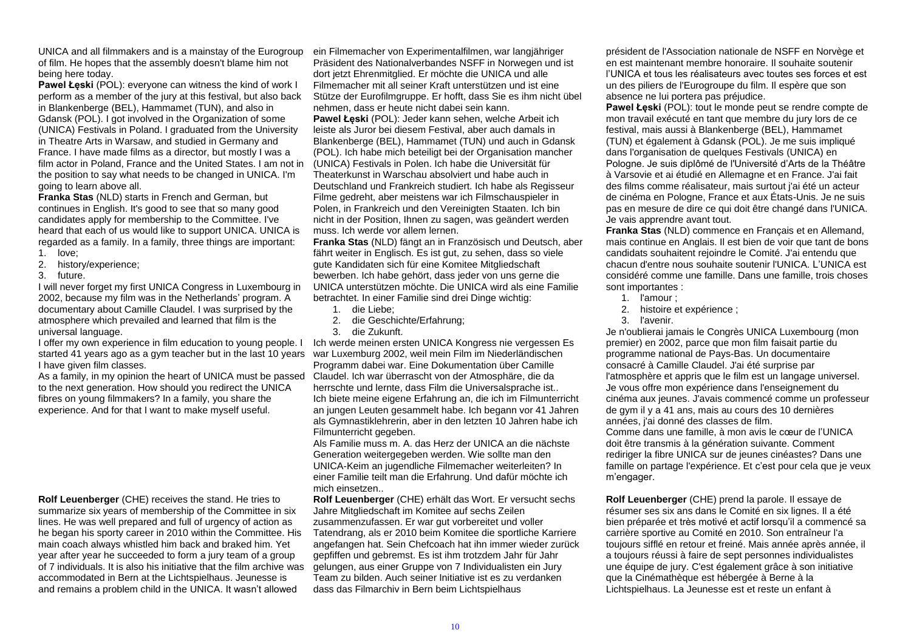UNICA and all filmmakers and is a mainstay of the Eurogroup of film. He hopes that the assembly doesn't blame him not being here today.

**Pawel Łęski** (POL): everyone can witness the kind of work I perform as a member of the jury at this festival, but also back in Blankenberge (BEL), Hammamet (TUN), and also in Gdansk (POL). I got involved in the Organization of some (UNICA) Festivals in Poland. I graduated from the University in Theatre Arts in Warsaw, and studied in Germany and France. I have made films as a director, but mostly I was a film actor in Poland, France and the United States. I am not in the position to say what needs to be changed in UNICA. I'm going to learn above all.

**Franka Stas** (NLD) starts in French and German, but continues in English. It's good to see that so many good candidates apply for membership to the Committee. I've heard that each of us would like to support UNICA. UNICA is regarded as a family. In a family, three things are important:

1. love;
2. history/experience;
3. future.

I will never forget my first UNICA Congress in Luxembourg in 2002, because my film was in the Netherlands' program. A documentary about Camille Claudel. I was surprised by the atmosphere which prevailed and learned that film is the universal language.

I offer my own experience in film education to young people. I started 41 years ago as a gym teacher but in the last 10 years I have given film classes.

As a family, in my opinion the heart of UNICA must be passed to the next generation. How should you redirect the UNICA fibres on young filmmakers? In a family, you share the experience. And for that I want to make myself useful.

**Rolf Leuenberger** (CHE) receives the stand. He tries to summarize six years of membership of the Committee in six lines. He was well prepared and full of urgency of action as he began his sporty career in 2010 within the Committee. His main coach always whistled him back and braked him. Yet year after year he succeeded to form a jury team of a group of 7 individuals. It is also his initiative that the film archive was accommodated in Bern at the Lichtspielhaus. Jeunesse is and remains a problem child in the UNICA. It wasn't allowed

ein Filmemacher von Experimentalfilmen, war langjähriger Präsident des Nationalverbandes NSFF in Norwegen und ist dort jetzt Ehrenmitglied. Er möchte die UNICA und alle Filmemacher mit all seiner Kraft unterstützen und ist eine Stütze der Eurofilmgruppe. Er hofft, dass Sie es ihm nicht übel nehmen, dass er heute nicht dabei sein kann.

**Pawel Łęski** (POL): Jeder kann sehen, welche Arbeit ich leiste als Juror bei diesem Festival, aber auch damals in Blankenberge (BEL), Hammamet (TUN) und auch in Gdansk (POL). Ich habe mich beteiligt bei der Organisation mancher (UNICA) Festivals in Polen. Ich habe die Universität für Theaterkunst in Warschau absolviert und habe auch in Deutschland und Frankreich studiert. Ich habe als Regisseur Filme gedreht, aber meistens war ich Filmschauspieler in Polen, in Frankreich und den Vereinigten Staaten. Ich bin nicht in der Position, Ihnen zu sagen, was geändert werden muss. Ich werde vor allem lernen.

**Franka Stas** (NLD) fängt an in Französisch und Deutsch, aber fährt weiter in Englisch. Es ist gut, zu sehen, dass so viele gute Kandidaten sich für eine Komitee Mitgliedschaft bewerben. Ich habe gehört, dass jeder von uns gerne die UNICA unterstützen möchte. Die UNICA wird als eine Familie betrachtet. In einer Familie sind drei Dinge wichtig:

1. die Liebe;
2. die Geschichte/Erfahrung;
3. die Zukunft.

Ich werde meinen ersten UNICA Kongress nie vergessen Es war Luxemburg 2002, weil mein Film im Niederländischen Programm dabei war. Eine Dokumentation über Camille Claudel. Ich war überrascht von der Atmosphäre, die da herrschte und lernte, dass Film die Universalsprache ist.. Ich biete meine eigene Erfahrung an, die ich im Filmunterricht an jungen Leuten gesammelt habe. Ich begann vor 41 Jahren als Gymnastiklehrerin, aber in den letzten 10 Jahren habe ich Filmunterricht gegeben.

Als Familie muss m. A. das Herz der UNICA an die nächste Generation weitergegeben werden. Wie sollte man den UNICA-Keim an jugendliche Filmemacher weiterleiten? In einer Familie teilt man die Erfahrung. Und dafür möchte ich mich einsetzen..

**Rolf Leuenberger** (CHE) erhält das Wort. Er versucht sechs Jahre Mitgliedschaft im Komitee auf sechs Zeilen zusammenzufassen. Er war gut vorbereitet und voller Tatendrang, als er 2010 beim Komitee die sportliche Karriere angefangen hat. Sein Chefcoach hat ihn immer wieder zurück gepfiffen und gebremst. Es ist ihm trotzdem Jahr für Jahr gelungen, aus einer Gruppe von 7 Individualisten ein Jury Team zu bilden. Auch seiner Initiative ist es zu verdanken dass das Filmarchiv in Bern beim Lichtspielhaus

président de l'Association nationale de NSFF en Norvège et en est maintenant membre honoraire. Il souhaite soutenir l'UNICA et tous les réalisateurs avec toutes ses forces et est un des piliers de l'Eurogroupe du film. Il espère que son absence ne lui portera pas préjudice.

**Pawel Łęski** (POL): tout le monde peut se rendre compte de mon travail exécuté en tant que membre du jury lors de ce festival, mais aussi à Blankenberge (BEL), Hammamet (TUN) et également à Gdansk (POL). Je me suis impliqué dans l'organisation de quelques Festivals (UNICA) en Pologne. Je suis diplômé de l'Université d'Arts de la Théâtre à Varsovie et ai étudié en Allemagne et en France. J'ai fait des films comme réalisateur, mais surtout j'ai été un acteur de cinéma en Pologne, France et aux États-Unis. Je ne suis pas en mesure de dire ce qui doit être changé dans l'UNICA. Je vais apprendre avant tout.

**Franka Stas** (NLD) commence en Français et en Allemand, mais continue en Anglais. Il est bien de voir que tant de bons candidats souhaitent rejoindre le Comité. J'ai entendu que chacun d'entre nous souhaite soutenir l'UNICA. L'UNICA est considéré comme une famille. Dans une famille, trois choses sont importantes :

1. l'amour ;
2. histoire et expérience ;
3. l'avenir.

Je n'oublierai jamais le Congrès UNICA Luxembourg (mon premier) en 2002, parce que mon film faisait partie du programme national de Pays-Bas. Un documentaire consacré à Camille Claudel. J'ai été surprise par l'atmosphère et appris que le film est un langage universel. Je vous offre mon expérience dans l'enseignement du cinéma aux jeunes. J'avais commencé comme un professeur de gym il y a 41 ans, mais au cours des 10 dernières années, j'ai donné des classes de film.

Comme dans une famille, à mon avis le cœur de l'UNICA doit être transmis à la génération suivante. Comment rediriger la fibre UNICA sur de jeunes cinéastes? Dans une famille on partage l'expérience. Et c'est pour cela que je veux m'engager.

**Rolf Leuenberger** (CHE) prend la parole. Il essaye de résumer ses six ans dans le Comité en six lignes. Il a été bien préparée et très motivé et actif lorsqu'il a commencé sa carrière sportive au Comité en 2010. Son entraîneur l'a toujours sifflé en retour et freiné. Mais année après année, il a toujours réussi à faire de sept personnes individualistes une équipe de jury. C'est également grâce à son initiative que la Cinémathèque est hébergée à Berne à la Lichtspielhaus. La Jeunesse est et reste un enfant à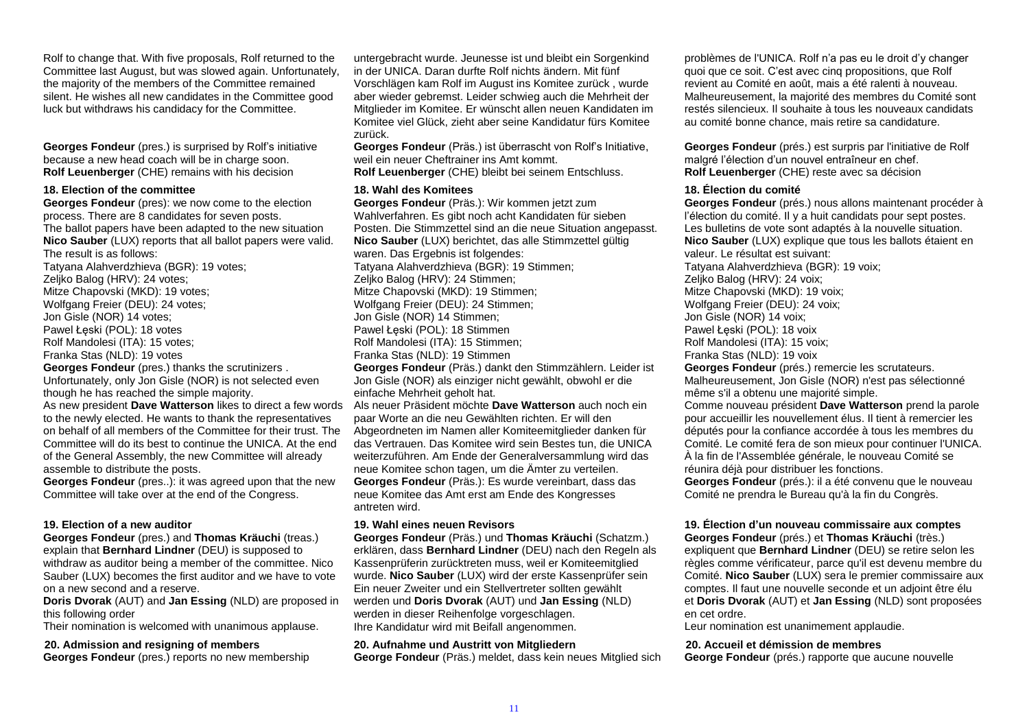Rolf to change that. With five proposals, Rolf returned to the Committee last August, but was slowed again. Unfortunately, the majority of the members of the Committee remained silent. He wishes all new candidates in the Committee good luck but withdraws his candidacy for the Committee.

**Georges Fondeur** (pres.) is surprised by Rolf's initiative because a new head coach will be in charge soon.
**Rolf Leuenberger** (CHE) remains with his decision

### 18. Election of the committee

**Georges Fondeur** (pres): we now come to the election process. There are 8 candidates for seven posts.
The ballot papers have been adapted to the new situation
**Nico Sauber** (LUX) reports that all ballot papers were valid. The result is as follows:
Tatyana Alahverdzhieva (BGR): 19 votes;
Zeljko Balog (HRV): 24 votes;
Mitze Chapovski (MKD): 19 votes;
Wolfgang Freier (DEU): 24 votes;
Jon Gisle (NOR) 14 votes;
Pawel Łęski (POL): 18 votes
Rolf Mandolesi (ITA): 15 votes;
Franka Stas (NLD): 19 votes
**Georges Fondeur** (pres.) thanks the scrutinizers .
Unfortunately, only Jon Gisle (NOR) is not selected even though he has reached the simple majority.
As new president **Dave Watterson** likes to direct a few words to the newly elected. He wants to thank the representatives on behalf of all members of the Committee for their trust. The Committee will do its best to continue the UNICA. At the end of the General Assembly, the new Committee will already assemble to distribute the posts.
**Georges Fondeur** (pres..): it was agreed upon that the new Committee will take over at the end of the Congress.

### 19. Election of a new auditor

**Georges Fondeur** (pres.) and **Thomas Kräuchi** (treas.) explain that **Bernhard Lindner** (DEU) is supposed to withdraw as auditor being a member of the committee. Nico Sauber (LUX) becomes the first auditor and we have to vote on a new second and a reserve.
**Doris Dvorak** (AUT) and **Jan Essing** (NLD) are proposed in this following order
Their nomination is welcomed with unanimous applause.

### 20. Admission and resigning of members

**Georges Fondeur** (pres.) reports no new membership

---

untergebracht wurde. Jeunesse ist und bleibt ein Sorgenkind in der UNICA. Daran durfte Rolf nichts ändern. Mit fünf Vorschlägen kam Rolf im August ins Komitee zurück , wurde aber wieder gebremst. Leider schwieg auch die Mehrheit der Mitglieder im Komitee. Er wünscht allen neuen Kandidaten im Komitee viel Glück, zieht aber seine Kandidatur fürs Komitee zurück.

**Georges Fondeur** (Präs.) ist überrascht von Rolf's Initiative, weil ein neuer Cheftrainer ins Amt kommt.
**Rolf Leuenberger** (CHE) bleibt bei seinem Entschluss.

### 18. Wahl des Komitees

**Georges Fondeur** (Präs.): Wir kommen jetzt zum Wahlverfahren. Es gibt noch acht Kandidaten für sieben Posten. Die Stimmzettel sind an die neue Situation angepasst.
**Nico Sauber** (LUX) berichtet, das alle Stimmzettel gültig waren. Das Ergebnis ist folgendes:
Tatyana Alahverdzhieva (BGR): 19 Stimmen;
Zeljko Balog (HRV): 24 Stimmen;
Mitze Chapovski (MKD): 19 Stimmen;
Wolfgang Freier (DEU): 24 Stimmen;
Jon Gisle (NOR) 14 Stimmen;
Pawel Łęski (POL): 18 Stimmen
Rolf Mandolesi (ITA): 15 Stimmen;
Franka Stas (NLD): 19 Stimmen
**Georges Fondeur** (Präs.) dankt den Stimmzählern. Leider ist Jon Gisle (NOR) als einziger nicht gewählt, obwohl er die einfache Mehrheit geholt hat.
Als neuer Präsident möchte **Dave Watterson** auch noch ein paar Worte an die neu Gewählten richten. Er will den Abgeordneten im Namen aller Komiteemitglieder danken für das Vertrauen. Das Komitee wird sein Bestes tun, die UNICA weiterzuführen. Am Ende der Generalversammlung wird das neue Komitee schon tagen, um die Ämter zu verteilen.
**Georges Fondeur** (Präs.): Es wurde vereinbart, dass das neue Komitee das Amt erst am Ende des Kongresses antreten wird.

### 19. Wahl eines neuen Revisors

**Georges Fondeur** (Präs.) und **Thomas Kräuchi** (Schatzm.) erklären, dass **Bernhard Lindner** (DEU) nach den Regeln als Kassenprüferin zurücktreten muss, weil er Komiteemitglied wurde. **Nico Sauber** (LUX) wird der erste Kassenprüfer sein Ein neuer Zweiter und ein Stellvertreter sollten gewählt werden und **Doris Dvorak** (AUT) und **Jan Essing** (NLD) werden in dieser Reihenfolge vorgeschlagen.
Ihre Kandidatur wird mit Beifall angenommen.

### 20. Aufnahme und Austritt von Mitgliedern

**George Fondeur** (Präs.) meldet, dass kein neues Mitglied sich

---

problèmes de l'UNICA. Rolf n'a pas eu le droit d'y changer quoi que ce soit. C'est avec cinq propositions, que Rolf revient au Comité en août, mais a été ralenti à nouveau. Malheureusement, la majorité des membres du Comité sont restés silencieux. Il souhaite à tous les nouveaux candidats au comité bonne chance, mais retire sa candidature.

**Georges Fondeur** (prés.) est surpris par l'initiative de Rolf malgré l'élection d'un nouvel entraîneur en chef.
**Rolf Leuenberger** (CHE) reste avec sa décision

### 18. Élection du comité

**Georges Fondeur** (prés.) nous allons maintenant procéder à l'élection du comité. Il y a huit candidats pour sept postes.
Les bulletins de vote sont adaptés à la nouvelle situation.
**Nico Sauber** (LUX) explique que tous les ballots étaient en valeur. Le résultat est suivant:
Tatyana Alahverdzhieva (BGR): 19 voix;
Zeljko Balog (HRV): 24 voix;
Mitze Chapovski (MKD): 19 voix;
Wolfgang Freier (DEU): 24 voix;
Jon Gisle (NOR) 14 voix;
Pawel Łęski (POL): 18 voix
Rolf Mandolesi (ITA): 15 voix;
Franka Stas (NLD): 19 voix
**Georges Fondeur** (prés.) remercie les scrutateurs.
Malheureusement, Jon Gisle (NOR) n'est pas sélectionné même s'il a obtenu une majorité simple.
Comme nouveau président **Dave Watterson** prend la parole pour accueillir les nouvellement élus. Il tient à remercier les députés pour la confiance accordée à tous les membres du Comité. Le comité fera de son mieux pour continuer l'UNICA. À la fin de l'Assemblée générale, le nouveau Comité se réunira déjà pour distribuer les fonctions.
**Georges Fondeur** (prés.): il a été convenu que le nouveau Comité ne prendra le Bureau qu'à la fin du Congrès.

### 19. Élection d'un nouveau commissaire aux comptes

**Georges Fondeur** (prés.) et **Thomas Kräuchi** (très.) expliquent que **Bernhard Lindner** (DEU) se retire selon les règles comme vérificateur, parce qu'il est devenu membre du Comité. **Nico Sauber** (LUX) sera le premier commissaire aux comptes. Il faut une nouvelle seconde et un adjoint être élu et **Doris Dvorak** (AUT) et **Jan Essing** (NLD) sont proposées en cet ordre.
Leur nomination est unanimement applaudie.

### 20. Accueil et démission de membres

**George Fondeur** (prés.) rapporte que aucune nouvelle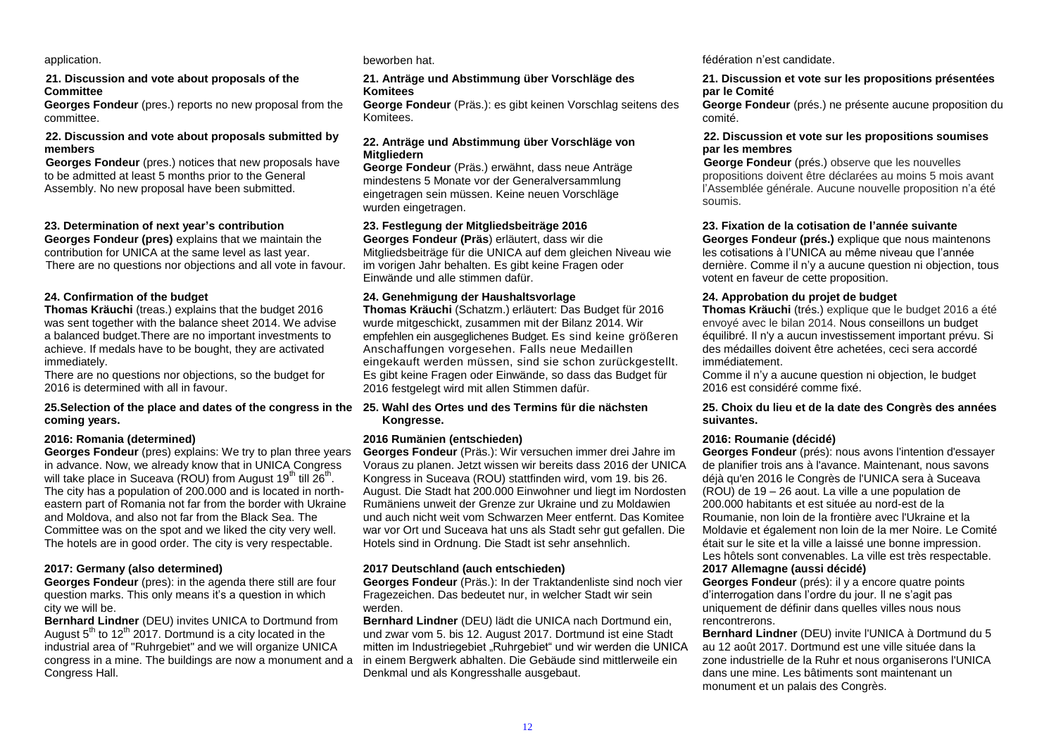application.

**21. Discussion and vote about proposals of the Committee**

**Georges Fondeur** (pres.) reports no new proposal from the committee.

**22. Discussion and vote about proposals submitted by members**

**Georges Fondeur** (pres.) notices that new proposals have to be admitted at least 5 months prior to the General Assembly. No new proposal have been submitted.

**23. Determination of next year's contribution**

**Georges Fondeur (pres)** explains that we maintain the contribution for UNICA at the same level as last year. There are no questions nor objections and all vote in favour.

**24. Confirmation of the budget**

**Thomas Kräuchi** (treas.) explains that the budget 2016 was sent together with the balance sheet 2014. We advise a balanced budget.There are no important investments to achieve. If medals have to be bought, they are activated immediately.

There are no questions nor objections, so the budget for 2016 is determined with all in favour.

**25.Selection of the place and dates of the congress in the coming years.**

**2016: Romania (determined)**

**Georges Fondeur** (pres) explains: We try to plan three years in advance. Now, we already know that in UNICA Congress will take place in Suceava (ROU) from August 19th till 26th. The city has a population of 200.000 and is located in north-eastern part of Romania not far from the border with Ukraine and Moldova, and also not far from the Black Sea. The Committee was on the spot and we liked the city very well. The hotels are in good order. The city is very respectable.

**2017: Germany (also determined)**

**Georges Fondeur** (pres): in the agenda there still are four question marks. This only means it's a question in which city we will be.

**Bernhard Lindner** (DEU) invites UNICA to Dortmund from August 5th to 12th 2017. Dortmund is a city located in the industrial area of "Ruhrgebiet" and we will organize UNICA congress in a mine. The buildings are now a monument and a Congress Hall.

beworben hat.

**21. Anträge und Abstimmung über Vorschläge des Komitees**

**George Fondeur** (Präs.): es gibt keinen Vorschlag seitens des Komitees.

**22. Anträge und Abstimmung über Vorschläge von Mitgliedern**

**George Fondeur** (Präs.) erwähnt, dass neue Anträge mindestens 5 Monate vor der Generalversammlung eingetragen sein müssen. Keine neuen Vorschläge wurden eingetragen.

**23. Festlegung der Mitgliedsbeiträge 2016**

**Georges Fondeur (Präs**) erläutert, dass wir die Mitgliedsbeiträge für die UNICA auf dem gleichen Niveau wie im vorigen Jahr behalten. Es gibt keine Fragen oder Einwände und alle stimmen dafür.

**24. Genehmigung der Haushaltsvorlage**

**Thomas Kräuchi** (Schatzm.) erläutert: Das Budget für 2016 wurde mitgeschickt, zusammen mit der Bilanz 2014. Wir empfehlen ein ausgeglichenes Budget. Es sind keine größeren Anschaffungen vorgesehen. Falls neue Medaillen eingekauft werden müssen, sind sie schon zurückgestellt. Es gibt keine Fragen oder Einwände, so dass das Budget für 2016 festgelegt wird mit allen Stimmen dafür.

**25. Wahl des Ortes und des Termins für die nächsten Kongresse.**

**2016 Rumänien (entschieden)**

**Georges Fondeur** (Präs.): Wir versuchen immer drei Jahre im Voraus zu planen. Jetzt wissen wir bereits dass 2016 der UNICA Kongress in Suceava (ROU) stattfinden wird, vom 19. bis 26. August. Die Stadt hat 200.000 Einwohner und liegt im Nordosten Rumäniens unweit der Grenze zur Ukraine und zu Moldawien und auch nicht weit vom Schwarzen Meer entfernt. Das Komitee war vor Ort und Suceava hat uns als Stadt sehr gut gefallen. Die Hotels sind in Ordnung. Die Stadt ist sehr ansehnlich.

**2017 Deutschland (auch entschieden)**

**Georges Fondeur** (Präs.): In der Traktandenliste sind noch vier Fragezeichen. Das bedeutet nur, in welcher Stadt wir sein werden.

**Bernhard Lindner** (DEU) lädt die UNICA nach Dortmund ein, und zwar vom 5. bis 12. August 2017. Dortmund ist eine Stadt mitten im Industriegebiet „Ruhrgebiet" und wir werden die UNICA in einem Bergwerk abhalten. Die Gebäude sind mittlerweile ein Denkmal und als Kongresshalle ausgebaut.

fédération n'est candidate.

**21. Discussion et vote sur les propositions présentées par le Comité**

**George Fondeur** (prés.) ne présente aucune proposition du comité.

**22. Discussion et vote sur les propositions soumises par les membres**

**George Fondeur** (prés.) observe que les nouvelles propositions doivent être déclarées au moins 5 mois avant l'Assemblée générale. Aucune nouvelle proposition n'a été soumis.

**23. Fixation de la cotisation de l'année suivante**

**Georges Fondeur (prés.)** explique que nous maintenons les cotisations à l'UNICA au même niveau que l'année dernière. Comme il n'y a aucune question ni objection, tous votent en faveur de cette proposition.

**24. Approbation du projet de budget**

**Thomas Kräuchi** (trés.) explique que le budget 2016 a été envoyé avec le bilan 2014. Nous conseillons un budget équilibré. Il n'y a aucun investissement important prévu. Si des médailles doivent être achetées, ceci sera accordé immédiatement.

Comme il n'y a aucune question ni objection, le budget 2016 est considéré comme fixé.

**25. Choix du lieu et de la date des Congrès des années suivantes.**

**2016: Roumanie (décidé)**

**Georges Fondeur** (prés): nous avons l'intention d'essayer de planifier trois ans à l'avance. Maintenant, nous savons déjà qu'en 2016 le Congrès de l'UNICA sera à Suceava (ROU) de 19 – 26 aout. La ville a une population de 200.000 habitants et est située au nord-est de la Roumanie, non loin de la frontière avec l'Ukraine et la Moldavie et également non loin de la mer Noire. Le Comité était sur le site et la ville a laissé une bonne impression. Les hôtels sont convenables. La ville est très respectable.

**2017 Allemagne (aussi décidé)**

**Georges Fondeur** (prés): il y a encore quatre points d'interrogation dans l'ordre du jour. Il ne s'agit pas uniquement de définir dans quelles villes nous nous rencontrerons.

**Bernhard Lindner** (DEU) invite l'UNICA à Dortmund du 5 au 12 août 2017. Dortmund est une ville située dans la zone industrielle de la Ruhr et nous organiserons l'UNICA dans une mine. Les bâtiments sont maintenant un monument et un palais des Congrès.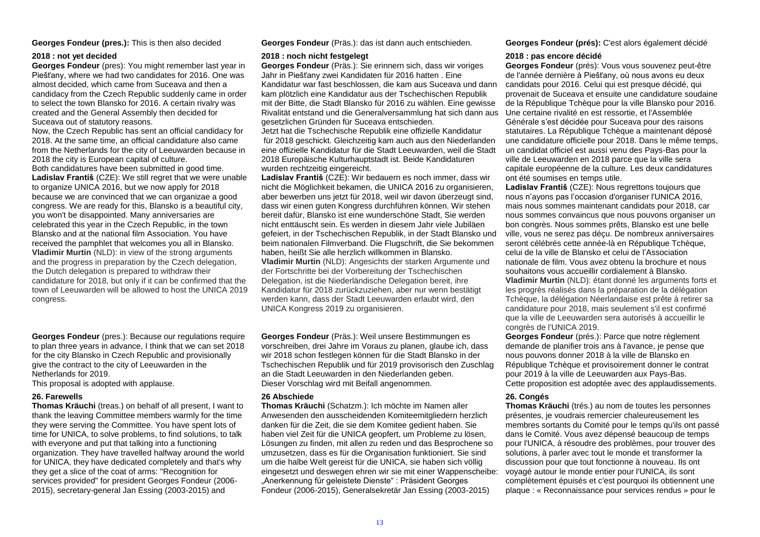**Georges Fondeur (pres.):** This is then also decided

### 2018 : not yet decided

**Georges Fondeur** (pres): You might remember last year in Piešťany, where we had two candidates for 2016. One was almost decided, which came from Suceava and then a candidacy from the Czech Republic suddenly came in order to select the town Blansko for 2016. A certain rivalry was created and the General Assembly then decided for Suceava out of statutory reasons.

Now, the Czech Republic has sent an official candidacy for 2018. At the same time, an official candidature also came from the Netherlands for the city of Leeuwarden because in 2018 the city is European capital of culture.

Both candidatures have been submitted in good time.

**Ladislav Františ** (CZE): We still regret that we were unable to organize UNICA 2016, but we now apply for 2018 because we are convinced that we can organizae a good congress. We are ready for this, Blansko is a beautiful city, you won't be disappointed. Many anniversaries are celebrated this year in the Czech Republic, in the town Blansko and at the national film Association. You have received the pamphlet that welcomes you all in Blansko.

**Vladimir Murtin** (NLD): in view of the strong arguments and the progress in preparation by the Czech delegation, the Dutch delegation is prepared to withdraw their candidature for 2018, but only if it can be confirmed that the town of Leeuwarden will be allowed to host the UNICA 2019 congress.

**Georges Fondeur** (pres.): Because our regulations require to plan three years in advance, I think that we can set 2018 for the city Blansko in Czech Republic and provisionally give the contract to the city of Leeuwarden in the Netherlands for 2019.

This proposal is adopted with applause.

### 26. Farewells

**Thomas Kräuchi** (treas.) on behalf of all present, I want to thank the leaving Committee members warmly for the time they were serving the Committee. You have spent lots of time for UNICA, to solve problems, to find solutions, to talk with everyone and put that talking into a functioning organization. They have travelled halfway around the world for UNICA, they have dedicated completely and that's why they get a slice of the coat of arms: "Recognition for services provided" for president Georges Fondeur (2006-2015), secretary-general Jan Essing (2003-2015) and

**Georges Fondeur** (Präs.): das ist dann auch entschieden.

### 2018 : noch nicht festgelegt

**Georges Fondeur** (Präs.): Sie erinnern sich, dass wir voriges Jahr in Piešťany zwei Kandidaten für 2016 hatten . Eine Kandidatur war fast beschlossen, die kam aus Suceava und dann kam plötzlich eine Kandidatur aus der Tschechischen Republik mit der Bitte, die Stadt Blansko für 2016 zu wählen. Eine gewisse Rivalität entstand und die Generalversammlung hat sich dann aus gesetzlichen Gründen für Suceava entschieden.

Jetzt hat die Tschechische Republik eine offizielle Kandidatur für 2018 geschickt. Gleichzeitig kam auch aus den Niederlanden eine offizielle Kandidatur für die Stadt Leeuwarden, weil die Stadt 2018 Europäische Kulturhauptstadt ist. Beide Kandidaturen wurden rechtzeitig eingereicht.

**Ladislav Františ** (CZE): Wir bedauern es noch immer, dass wir nicht die Möglichkeit bekamen, die UNICA 2016 zu organisieren, aber bewerben uns jetzt für 2018, weil wir davon überzeugt sind, dass wir einen guten Kongress durchführen können. Wir stehen bereit dafür, Blansko ist eine wunderschöne Stadt, Sie werden nicht enttäuscht sein. Es werden in diesem Jahr viele Jubiläen gefeiert, in der Tschechischen Republik, in der Stadt Blansko und beim nationalen Filmverband. Die Flugschrift, die Sie bekommen haben, heißt Sie alle herzlich willkommen in Blansko.

**Vladimir Murtin** (NLD): Angesichts der starken Argumente und der Fortschritte bei der Vorbereitung der Tschechischen Delegation, ist die Niederländische Delegation bereit, ihre Kandidatur für 2018 zurückzuziehen, aber nur wenn bestätigt werden kann, dass der Stadt Leeuwarden erlaubt wird, den UNICA Kongress 2019 zu organisieren.

**Georges Fondeur** (Präs.): Weil unsere Bestimmungen es vorschreiben, drei Jahre im Voraus zu planen, glaube ich, dass wir 2018 schon festlegen können für die Stadt Blansko in der Tschechischen Republik und für 2019 provisorisch den Zuschlag an die Stadt Leeuwarden in den Niederlanden geben.

Dieser Vorschlag wird mit Beifall angenommen.

### 26 Abschiede

**Thomas Kräuchi** (Schatzm.): Ich möchte im Namen aller Anwesenden den ausscheidenden Komiteemitgliedern herzlich danken für die Zeit, die sie dem Komitee gedient haben. Sie haben viel Zeit für die UNICA geopfert, um Probleme zu lösen, Lösungen zu finden, mit allen zu reden und das Besprochene so umzusetzen, dass es für die Organisation funktioniert. Sie sind um die halbe Welt gereist für die UNICA, sie haben sich völlig eingesetzt und deswegen ehren wir sie mit einer Wappenscheibe: „Anerkennung für geleistete Dienste" : Präsident Georges Fondeur (2006-2015), Generalsekretär Jan Essing (2003-2015)

**Georges Fondeur (prés):** C'est alors également décidé

### 2018 : pas encore décidé

**Georges Fondeur** (prés): Vous vous souvenez peut-être de l'année dernière à Piešťany, où nous avons eu deux candidats pour 2016. Celui qui est presque décidé, qui provenait de Suceava et ensuite une candidature soudaine de la République Tchèque pour la ville Blansko pour 2016. Une certaine rivalité en est ressortie, et l'Assemblée Générale s'est décidée pour Suceava pour des raisons statutaires. La République Tchèque a maintenant déposé une candidature officielle pour 2018. Dans le même temps, un candidat officiel est aussi venu des Pays-Bas pour la ville de Leeuwarden en 2018 parce que la ville sera capitale européenne de la culture. Les deux candidatures ont été soumises en temps utile.

**Ladislav Františ** (CZE): Nous regrettons toujours que nous n'ayons pas l'occasion d'organiser l'UNICA 2016, mais nous sommes maintenant candidats pour 2018, car nous sommes convaincus que nous pouvons organiser un bon congrès. Nous sommes prêts, Blansko est une belle ville, vous ne serez pas déçu. De nombreux anniversaires seront célébrés cette année-là en République Tchèque, celui de la ville de Blansko et celui de l'Association nationale de film. Vous avez obtenu la brochure et nous souhaitons vous accueillir cordialement à Blansko.

**Vladimir Murtin** (NLD): étant donné les arguments forts et les progrès réalisés dans la préparation de la délégation Tchèque, la délégation Néerlandaise est prête à retirer sa candidature pour 2018, mais seulement s'il est confirmé que la ville de Leeuwarden sera autorisés à accueillir le congrès de l'UNICA 2019.

**Georges Fondeur** (prés.): Parce que notre règlement demande de planifier trois ans à l'avance, je pense que nous pouvons donner 2018 à la ville de Blansko en République Tchèque et provisoirement donner le contrat pour 2019 à la ville de Leeuwarden aux Pays-Bas.

Cette proposition est adoptée avec des applaudissements.

### 26. Congés

**Thomas Kräuchi** (trés.) au nom de toutes les personnes présentes, je voudrais remercier chaleureusement les membres sortants du Comité pour le temps qu'ils ont passé dans le Comité. Vous avez dépensé beaucoup de temps pour l'UNICA, à résoudre des problèmes, pour trouver des solutions, à parler avec tout le monde et transformer la discussion pour que tout fonctionne à nouveau. Ils ont voyagé autour le monde entier pour l'UNICA, ils sont complètement épuisés et c'est pourquoi ils obtiennent une plaque : « Reconnaissance pour services rendus » pour le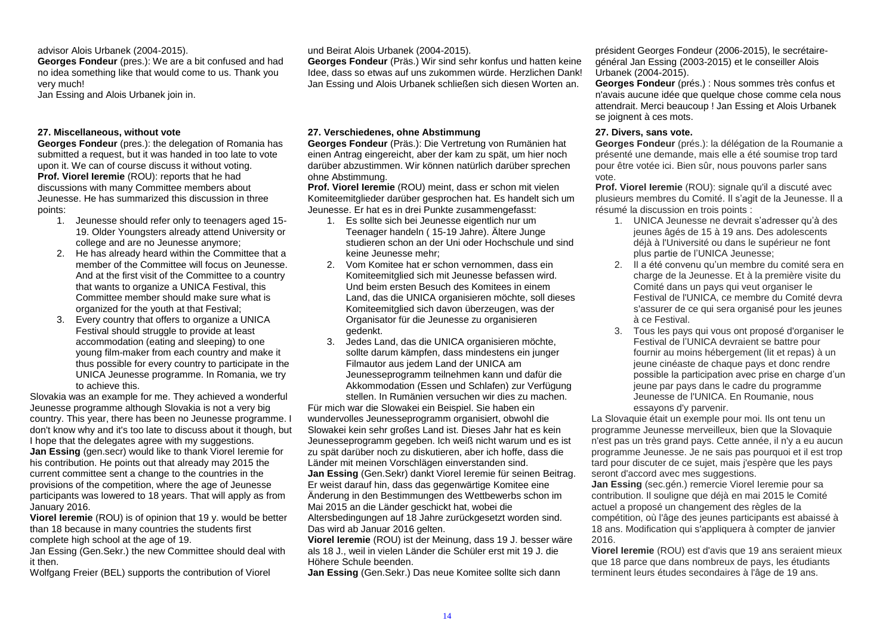advisor Alois Urbanek (2004-2015).

**Georges Fondeur** (pres.): We are a bit confused and had no idea something like that would come to us. Thank you very much!

Jan Essing and Alois Urbanek join in.

### 27. Miscellaneous, without vote

**Georges Fondeur** (pres.): the delegation of Romania has submitted a request, but it was handed in too late to vote upon it. We can of course discuss it without voting.

**Prof. Viorel Ieremie** (ROU): reports that he had discussions with many Committee members about Jeunesse. He has summarized this discussion in three points:

1. Jeunesse should refer only to teenagers aged 15-19. Older Youngsters already attend University or college and are no Jeunesse anymore;
2. He has already heard within the Committee that a member of the Committee will focus on Jeunesse. And at the first visit of the Committee to a country that wants to organize a UNICA Festival, this Committee member should make sure what is organized for the youth at that Festival;
3. Every country that offers to organize a UNICA Festival should struggle to provide at least accommodation (eating and sleeping) to one young film-maker from each country and make it thus possible for every country to participate in the UNICA Jeunesse programme. In Romania, we try to achieve this.

Slovakia was an example for me. They achieved a wonderful Jeunesse programme although Slovakia is not a very big country. This year, there has been no Jeunesse programme. I don't know why and it's too late to discuss about it though, but I hope that the delegates agree with my suggestions.

**Jan Essing** (gen.secr) would like to thank Viorel Ieremie for his contribution. He points out that already may 2015 the current committee sent a change to the countries in the provisions of the competition, where the age of Jeunesse participants was lowered to 18 years. That will apply as from January 2016.

**Viorel Ieremie** (ROU) is of opinion that 19 y. would be better than 18 because in many countries the students first complete high school at the age of 19.

Jan Essing (Gen.Sekr.) the new Committee should deal with it then.

Wolfgang Freier (BEL) supports the contribution of Viorel

und Beirat Alois Urbanek (2004-2015).

**Georges Fondeur** (Präs.) Wir sind sehr konfus und hatten keine Idee, dass so etwas auf uns zukommen würde. Herzlichen Dank! Jan Essing und Alois Urbanek schließen sich diesen Worten an.

### 27. Verschiedenes, ohne Abstimmung

**Georges Fondeur** (Präs.): Die Vertretung von Rumänien hat einen Antrag eingereicht, aber der kam zu spät, um hier noch darüber abzustimmen. Wir können natürlich darüber sprechen ohne Abstimmung.

**Prof. Viorel Ieremie** (ROU) meint, dass er schon mit vielen Komiteemitglieder darüber gesprochen hat. Es handelt sich um Jeunesse. Er hat es in drei Punkte zusammengefasst:

1. Es sollte sich bei Jeunesse eigentlich nur um Teenager handeln ( 15-19 Jahre). Ältere Junge studieren schon an der Uni oder Hochschule und sind keine Jeunesse mehr;
2. Vom Komitee hat er schon vernommen, dass ein Komiteemitglied sich mit Jeunesse befassen wird. Und beim ersten Besuch des Komitees in einem Land, das die UNICA organisieren möchte, soll dieses Komiteemitglied sich davon überzeugen, was der Organisator für die Jeunesse zu organisieren gedenkt.
3. Jedes Land, das die UNICA organisieren möchte, sollte darum kämpfen, dass mindestens ein junger Filmautor aus jedem Land der UNICA am Jeunesseprogramm teilnehmen kann und dafür die Akkommodation (Essen und Schlafen) zur Verfügung stellen. In Rumänien versuchen wir dies zu machen.

Für mich war die Slowakei ein Beispiel. Sie haben ein wundervolles Jeunesseprogramm organisiert, obwohl die Slowakei kein sehr großes Land ist. Dieses Jahr hat es kein Jeunesseprogramm gegeben. Ich weiß nicht warum und es ist zu spät darüber noch zu diskutieren, aber ich hoffe, dass die Länder mit meinen Vorschlägen einverstanden sind.

**Jan Essing** (Gen.Sekr) dankt Viorel Ieremie für seinen Beitrag. Er weist darauf hin, dass das gegenwärtige Komitee eine Änderung in den Bestimmungen des Wettbewerbs schon im Mai 2015 an die Länder geschickt hat, wobei die Altersbedingungen auf 18 Jahre zurückgesetzt worden sind. Das wird ab Januar 2016 gelten.

**Viorel Ieremie** (ROU) ist der Meinung, dass 19 J. besser wäre als 18 J., weil in vielen Länder die Schüler erst mit 19 J. die Höhere Schule beenden.

**Jan Essing** (Gen.Sekr.) Das neue Komitee sollte sich dann

président Georges Fondeur (2006-2015), le secrétaire-général Jan Essing (2003-2015) et le conseiller Alois Urbanek (2004-2015).

**Georges Fondeur** (prés.) : Nous sommes très confus et n'avais aucune idée que quelque chose comme cela nous attendrait. Merci beaucoup ! Jan Essing et Alois Urbanek se joignent à ces mots.

### 27. Divers, sans vote.

**Georges Fondeur** (prés.): la délégation de la Roumanie a présenté une demande, mais elle a été soumise trop tard pour être votée ici. Bien sûr, nous pouvons parler sans vote.

**Prof. Viorel Ieremie** (ROU): signale qu'il a discuté avec plusieurs membres du Comité. Il s'agit de la Jeunesse. Il a résumé la discussion en trois points :

1. UNICA Jeunesse ne devrait s'adresser qu'à des jeunes âgés de 15 à 19 ans. Des adolescents déjà à l'Université ou dans le supérieur ne font plus partie de l'UNICA Jeunesse;
2. Il a été convenu qu'un membre du comité sera en charge de la Jeunesse. Et à la première visite du Comité dans un pays qui veut organiser le Festival de l'UNICA, ce membre du Comité devra s'assurer de ce qui sera organisé pour les jeunes à ce Festival.
3. Tous les pays qui vous ont proposé d'organiser le Festival de l'UNICA devraient se battre pour fournir au moins hébergement (lit et repas) à un jeune cinéaste de chaque pays et donc rendre possible la participation avec prise en charge d'un jeune par pays dans le cadre du programme Jeunesse de l'UNICA. En Roumanie, nous essayons d'y parvenir.

La Slovaquie était un exemple pour moi. Ils ont tenu un programme Jeunesse merveilleux, bien que la Slovaquie n'est pas un très grand pays. Cette année, il n'y a eu aucun programme Jeunesse. Je ne sais pas pourquoi et il est trop tard pour discuter de ce sujet, mais j'espère que les pays seront d'accord avec mes suggestions.

**Jan Essing** (sec.gén.) remercie Viorel Ieremie pour sa contribution. Il souligne que déjà en mai 2015 le Comité actuel a proposé un changement des règles de la compétition, où l'âge des jeunes participants est abaissé à 18 ans. Modification qui s'appliquera à compter de janvier 2016.

**Viorel Ieremie** (ROU) est d'avis que 19 ans seraient mieux que 18 parce que dans nombreux de pays, les étudiants terminent leurs études secondaires à l'âge de 19 ans.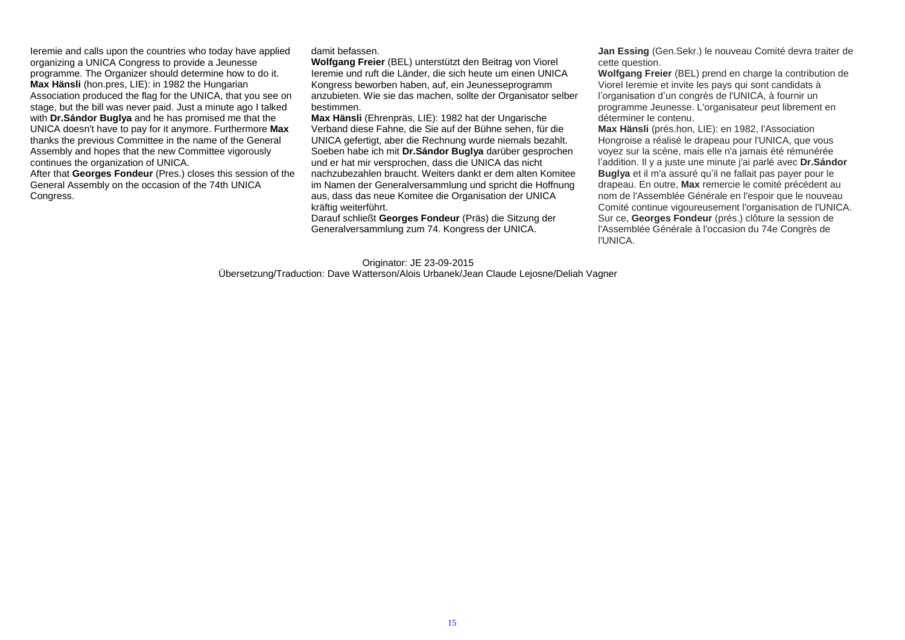Ieremie and calls upon the countries who today have applied organizing a UNICA Congress to provide a Jeunesse programme. The Organizer should determine how to do it.
**Max Hänsli** (hon.pres, LIE): in 1982 the Hungarian Association produced the flag for the UNICA, that you see on stage, but the bill was never paid. Just a minute ago I talked with **Dr.Sándor Buglya** and he has promised me that the UNICA doesn't have to pay for it anymore. Furthermore **Max** thanks the previous Committee in the name of the General Assembly and hopes that the new Committee vigorously continues the organization of UNICA.
After that **Georges Fondeur** (Pres.) closes this session of the General Assembly on the occasion of the 74th UNICA Congress.

damit befassen.
**Wolfgang Freier** (BEL) unterstützt den Beitrag von Viorel Ieremie und ruft die Länder, die sich heute um einen UNICA Kongress beworben haben, auf, ein Jeunesseprogramm anzubieten. Wie sie das machen, sollte der Organisator selber bestimmen.
**Max Hänsli** (Ehrenpräs, LIE): 1982 hat der Ungarische Verband diese Fahne, die Sie auf der Bühne sehen, für die UNICA gefertigt, aber die Rechnung wurde niemals bezahlt. Soeben habe ich mit **Dr.Sándor Buglya** darüber gesprochen und er hat mir versprochen, dass die UNICA das nicht nachzubezahlen braucht. Weiters dankt er dem alten Komitee im Namen der Generalversammlung und spricht die Hoffnung aus, dass das neue Komitee die Organisation der UNICA kräftig weiterführt.
Darauf schließt **Georges Fondeur** (Präs) die Sitzung der Generalversammlung zum 74. Kongress der UNICA.

**Jan Essing** (Gen.Sekr.) le nouveau Comité devra traiter de cette question.
**Wolfgang Freier** (BEL) prend en charge la contribution de Viorel Ieremie et invite les pays qui sont candidats à l'organisation d'un congrès de l'UNICA, à fournir un programme Jeunesse. L'organisateur peut librement en déterminer le contenu.
**Max Hänsli** (prés.hon, LIE): en 1982, l'Association Hongroise a réalisé le drapeau pour l'UNICA, que vous voyez sur la scène, mais elle n'a jamais été rémunérée l'addition. Il y a juste une minute j'ai parlé avec **Dr.Sándor Buglya** et il m'a assuré qu'il ne fallait pas payer pour le drapeau. En outre, **Max** remercie le comité précédent au nom de l'Assemblée Générale en l'espoir que le nouveau Comité continue vigoureusement l'organisation de l'UNICA.
Sur ce, **Georges Fondeur** (prés.) clôture la session de l'Assemblée Générale à l'occasion du 74e Congrès de l'UNICA.

Originator: JE 23-09-2015
Übersetzung/Traduction: Dave Watterson/Alois Urbanek/Jean Claude Lejosne/Deliah Vagner